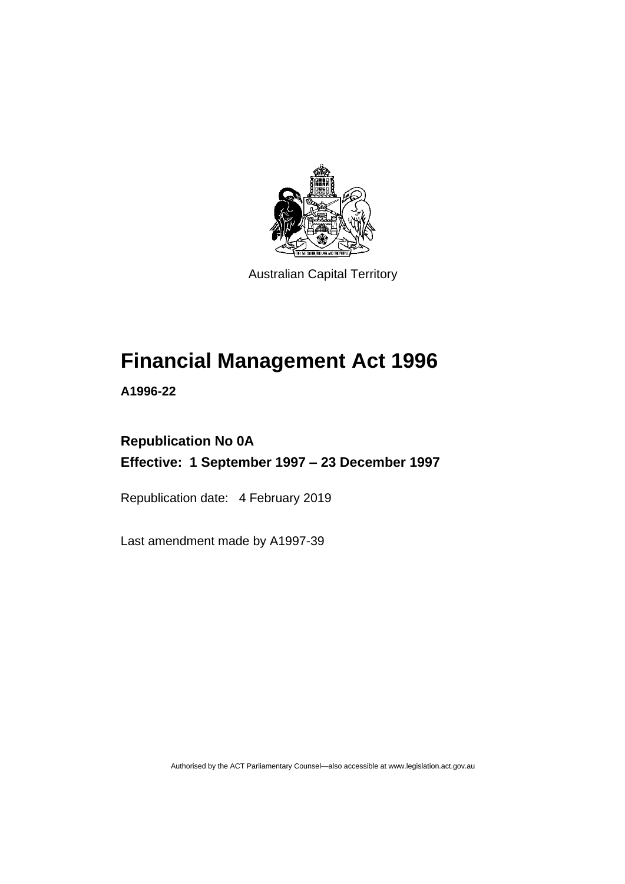Australian Capital Territory

# Financial Management Act 1996

**A1996-22**

**Republication No 0A**
**Effective: 1 September 1997 – 23 December 1997**

Republication date: 4 February 2019

Last amendment made by A1997-39

Authorised by the ACT Parliamentary Counsel—also accessible at www.legislation.act.gov.au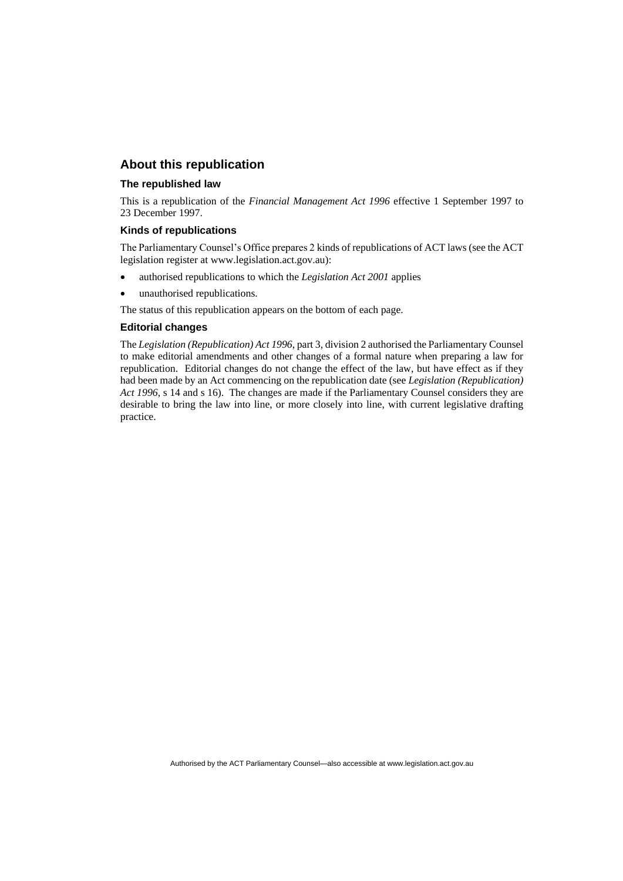## About this republication

### The republished law

This is a republication of the *Financial Management Act 1996* effective 1 September 1997 to 23 December 1997.

### Kinds of republications

The Parliamentary Counsel's Office prepares 2 kinds of republications of ACT laws (see the ACT legislation register at www.legislation.act.gov.au):

- authorised republications to which the *Legislation Act 2001* applies
- unauthorised republications.

The status of this republication appears on the bottom of each page.

### Editorial changes

The *Legislation (Republication) Act 1996*, part 3, division 2 authorised the Parliamentary Counsel to make editorial amendments and other changes of a formal nature when preparing a law for republication. Editorial changes do not change the effect of the law, but have effect as if they had been made by an Act commencing on the republication date (see *Legislation (Republication) Act 1996*, s 14 and s 16). The changes are made if the Parliamentary Counsel considers they are desirable to bring the law into line, or more closely into line, with current legislative drafting practice.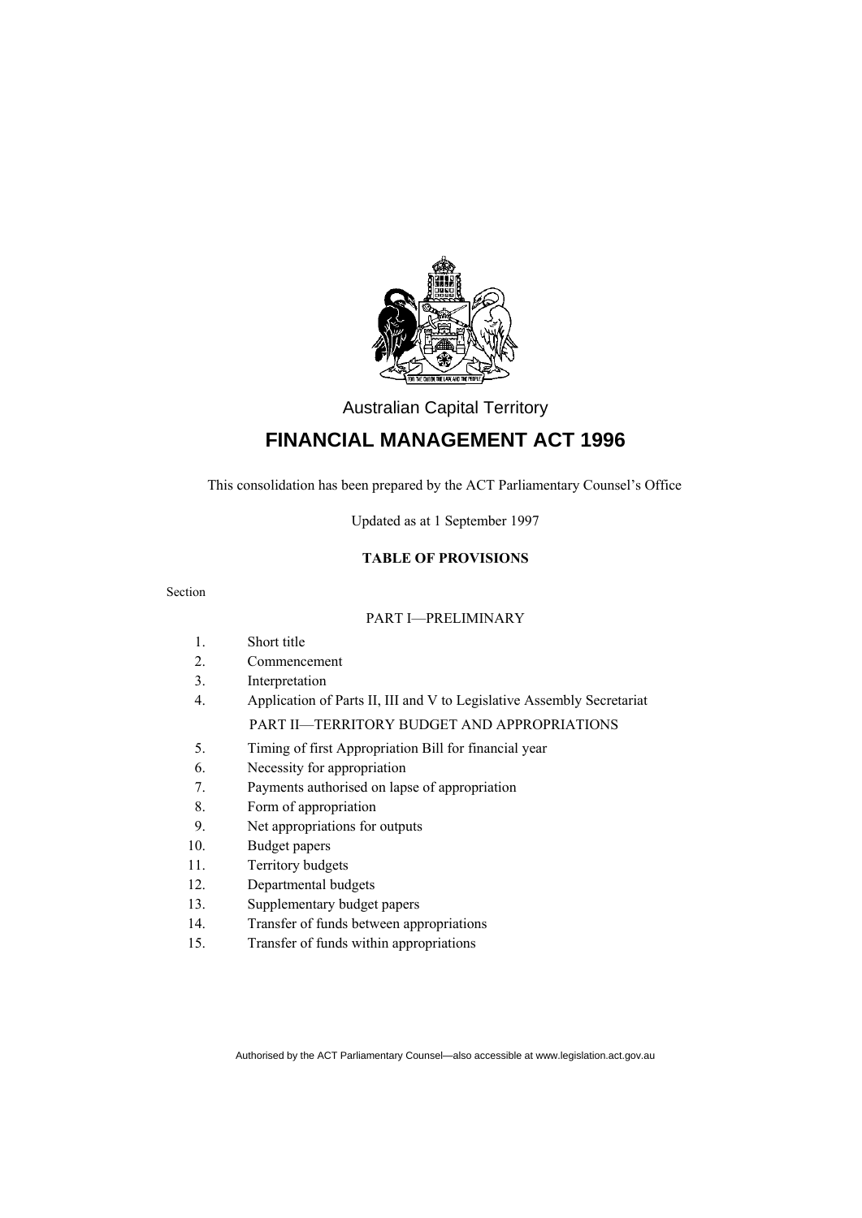Australian Capital Territory

# FINANCIAL MANAGEMENT ACT 1996

This consolidation has been prepared by the ACT Parliamentary Counsel's Office

Updated as at 1 September 1997

**TABLE OF PROVISIONS**

Section

PART I—PRELIMINARY

1. Short title
2. Commencement
3. Interpretation
4. Application of Parts II, III and V to Legislative Assembly Secretariat

PART II—TERRITORY BUDGET AND APPROPRIATIONS

5. Timing of first Appropriation Bill for financial year
6. Necessity for appropriation
7. Payments authorised on lapse of appropriation
8. Form of appropriation
9. Net appropriations for outputs
10. Budget papers
11. Territory budgets
12. Departmental budgets
13. Supplementary budget papers
14. Transfer of funds between appropriations
15. Transfer of funds within appropriations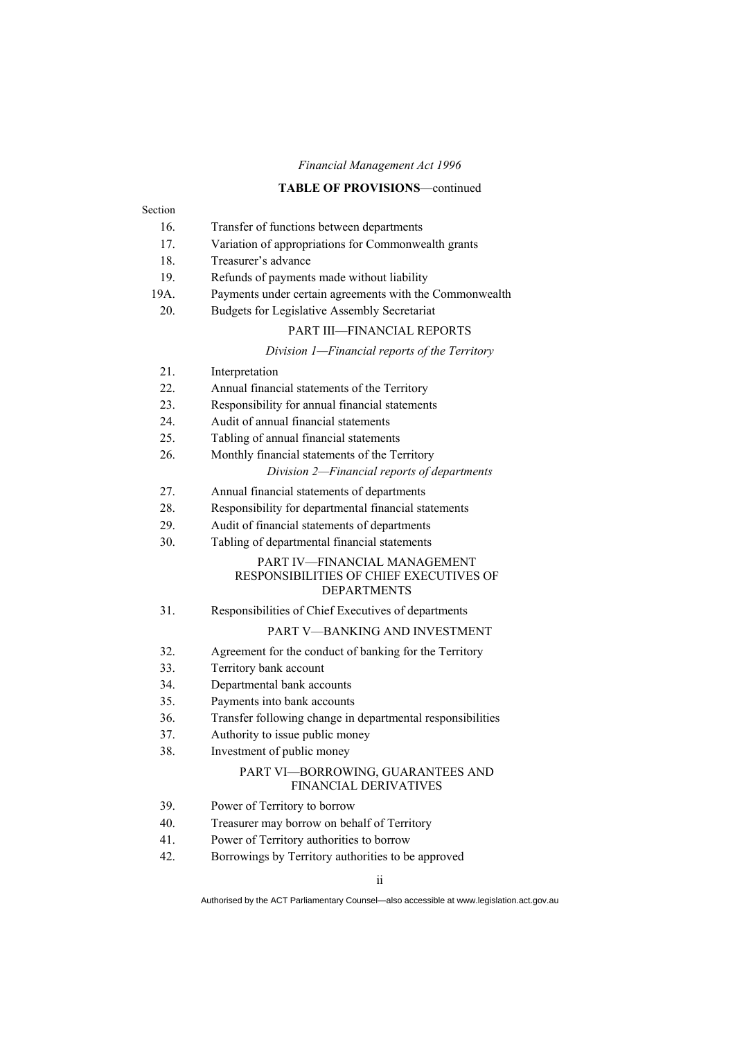*Financial Management Act 1996*

**TABLE OF PROVISIONS**—continued

Section

16. Transfer of functions between departments
17. Variation of appropriations for Commonwealth grants
18. Treasurer's advance
19. Refunds of payments made without liability
19A. Payments under certain agreements with the Commonwealth
20. Budgets for Legislative Assembly Secretariat

PART III—FINANCIAL REPORTS

*Division 1—Financial reports of the Territory*

21. Interpretation
22. Annual financial statements of the Territory
23. Responsibility for annual financial statements
24. Audit of annual financial statements
25. Tabling of annual financial statements
26. Monthly financial statements of the Territory

*Division 2—Financial reports of departments*

27. Annual financial statements of departments
28. Responsibility for departmental financial statements
29. Audit of financial statements of departments
30. Tabling of departmental financial statements

PART IV—FINANCIAL MANAGEMENT RESPONSIBILITIES OF CHIEF EXECUTIVES OF DEPARTMENTS

31. Responsibilities of Chief Executives of departments

PART V—BANKING AND INVESTMENT

32. Agreement for the conduct of banking for the Territory
33. Territory bank account
34. Departmental bank accounts
35. Payments into bank accounts
36. Transfer following change in departmental responsibilities
37. Authority to issue public money
38. Investment of public money

PART VI—BORROWING, GUARANTEES AND FINANCIAL DERIVATIVES

39. Power of Territory to borrow
40. Treasurer may borrow on behalf of Territory
41. Power of Territory authorities to borrow
42. Borrowings by Territory authorities to be approved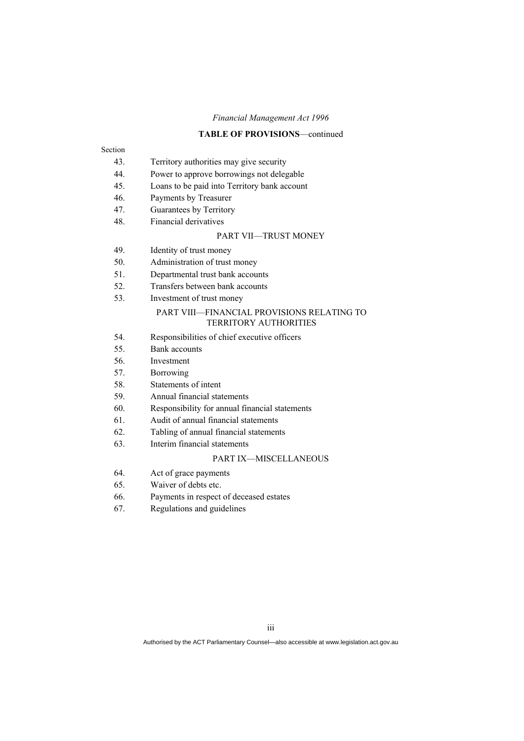*Financial Management Act 1996*

**TABLE OF PROVISIONS**—continued

Section

43. Territory authorities may give security
44. Power to approve borrowings not delegable
45. Loans to be paid into Territory bank account
46. Payments by Treasurer
47. Guarantees by Territory
48. Financial derivatives

PART VII—TRUST MONEY

49. Identity of trust money
50. Administration of trust money
51. Departmental trust bank accounts
52. Transfers between bank accounts
53. Investment of trust money

PART VIII—FINANCIAL PROVISIONS RELATING TO TERRITORY AUTHORITIES

54. Responsibilities of chief executive officers
55. Bank accounts
56. Investment
57. Borrowing
58. Statements of intent
59. Annual financial statements
60. Responsibility for annual financial statements
61. Audit of annual financial statements
62. Tabling of annual financial statements
63. Interim financial statements

PART IX—MISCELLANEOUS

64. Act of grace payments
65. Waiver of debts etc.
66. Payments in respect of deceased estates
67. Regulations and guidelines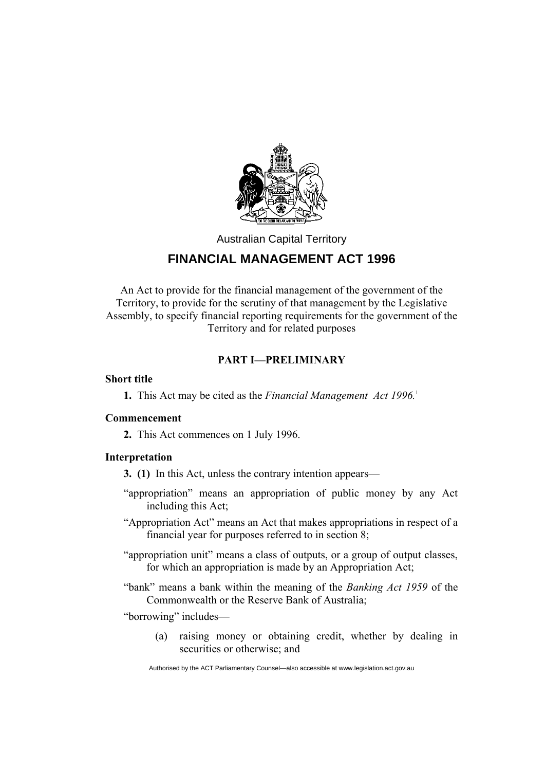Australian Capital Territory

# FINANCIAL MANAGEMENT ACT 1996

An Act to provide for the financial management of the government of the Territory, to provide for the scrutiny of that management by the Legislative Assembly, to specify financial reporting requirements for the government of the Territory and for related purposes

## PART I—PRELIMINARY

### Short title

**1.** This Act may be cited as the *Financial Management Act 1996.*[1]

### Commencement

**2.** This Act commences on 1 July 1996.

### Interpretation

**3. (1)** In this Act, unless the contrary intention appears—

"appropriation" means an appropriation of public money by any Act including this Act;

"Appropriation Act" means an Act that makes appropriations in respect of a financial year for purposes referred to in section 8;

"appropriation unit" means a class of outputs, or a group of output classes, for which an appropriation is made by an Appropriation Act;

"bank" means a bank within the meaning of the *Banking Act 1959* of the Commonwealth or the Reserve Bank of Australia;

"borrowing" includes—

(a) raising money or obtaining credit, whether by dealing in securities or otherwise; and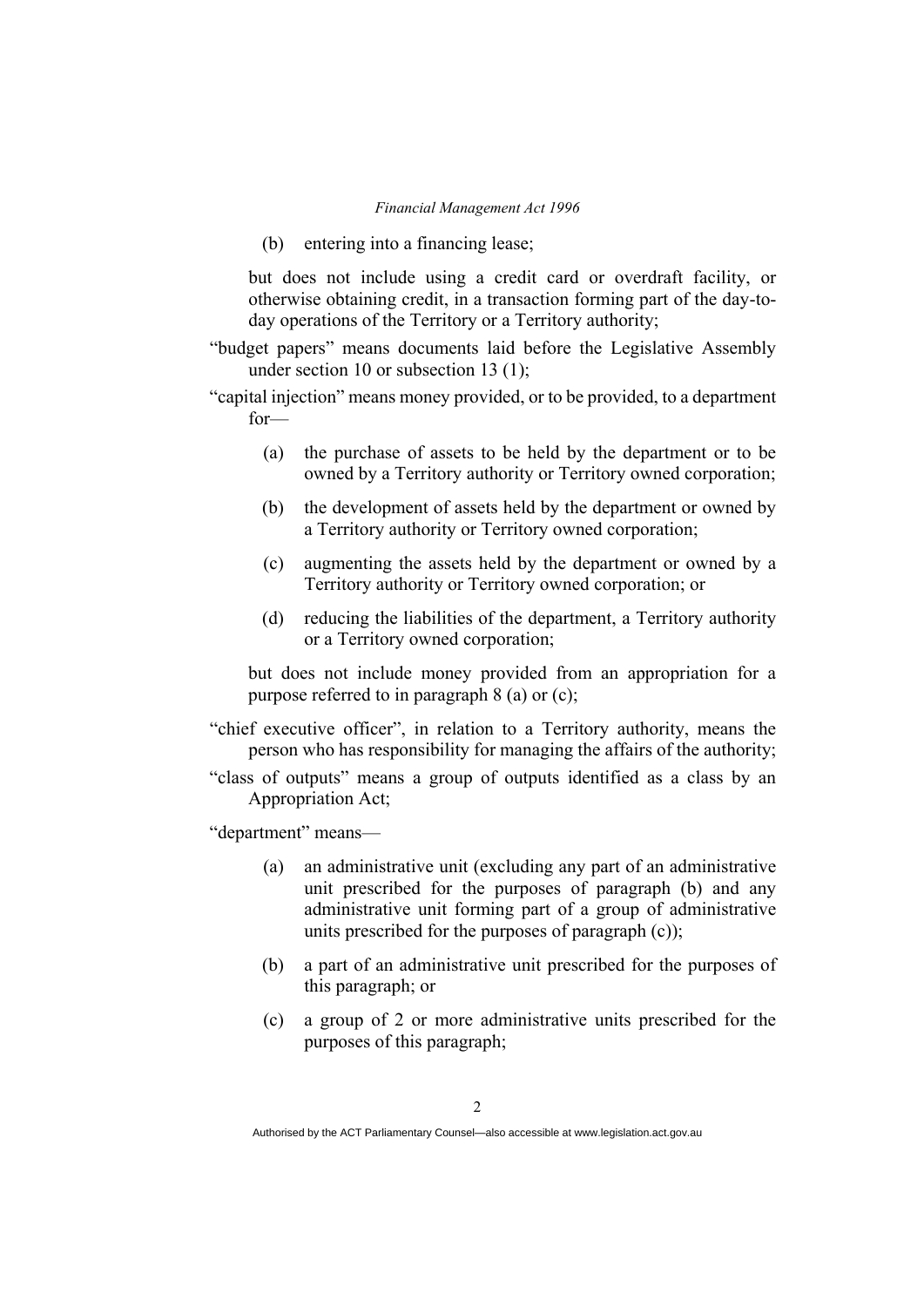(b) entering into a financing lease;

but does not include using a credit card or overdraft facility, or otherwise obtaining credit, in a transaction forming part of the day-to-day operations of the Territory or a Territory authority;

"budget papers" means documents laid before the Legislative Assembly under section 10 or subsection 13 (1);

"capital injection" means money provided, or to be provided, to a department for—

(a) the purchase of assets to be held by the department or to be owned by a Territory authority or Territory owned corporation;

(b) the development of assets held by the department or owned by a Territory authority or Territory owned corporation;

(c) augmenting the assets held by the department or owned by a Territory authority or Territory owned corporation; or

(d) reducing the liabilities of the department, a Territory authority or a Territory owned corporation;

but does not include money provided from an appropriation for a purpose referred to in paragraph 8 (a) or (c);

"chief executive officer", in relation to a Territory authority, means the person who has responsibility for managing the affairs of the authority;

"class of outputs" means a group of outputs identified as a class by an Appropriation Act;

"department" means—

(a) an administrative unit (excluding any part of an administrative unit prescribed for the purposes of paragraph (b) and any administrative unit forming part of a group of administrative units prescribed for the purposes of paragraph (c));

(b) a part of an administrative unit prescribed for the purposes of this paragraph; or

(c) a group of 2 or more administrative units prescribed for the purposes of this paragraph;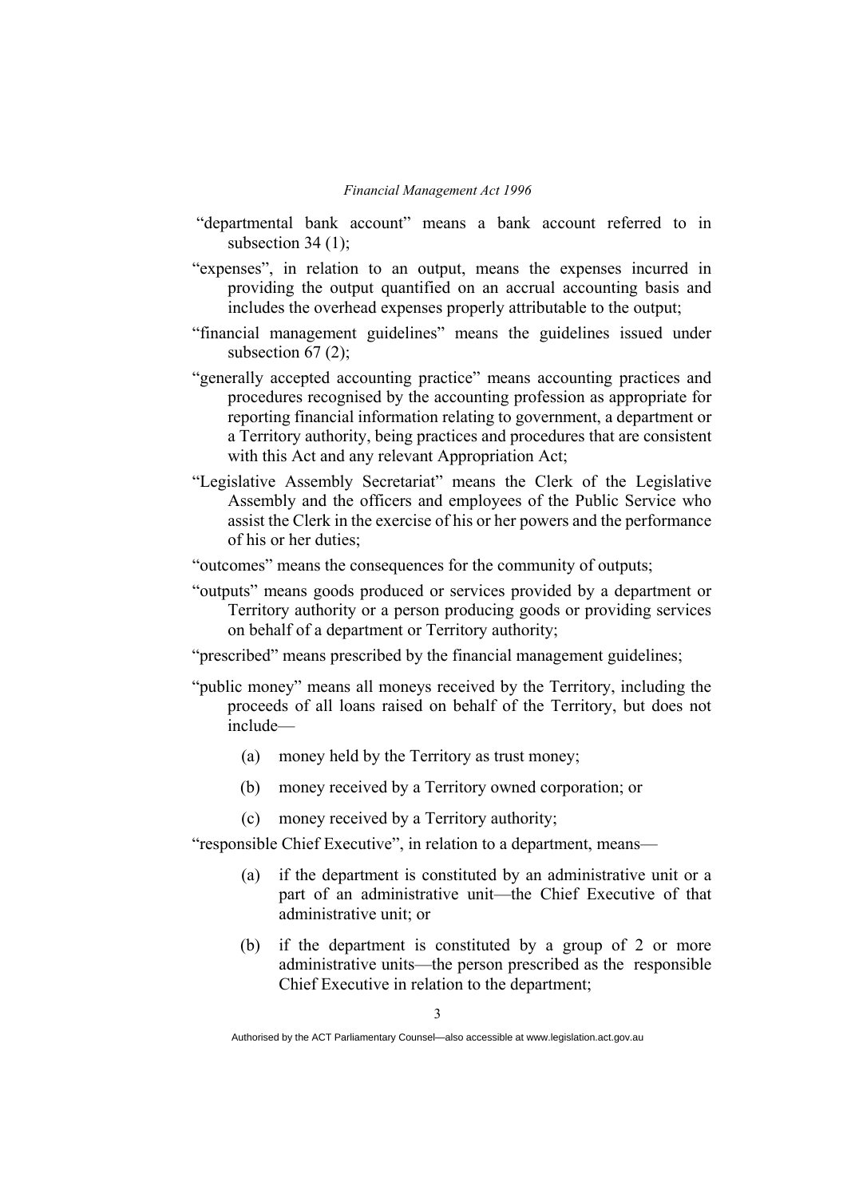"departmental bank account" means a bank account referred to in subsection 34 (1);

"expenses", in relation to an output, means the expenses incurred in providing the output quantified on an accrual accounting basis and includes the overhead expenses properly attributable to the output;

"financial management guidelines" means the guidelines issued under subsection 67 (2);

"generally accepted accounting practice" means accounting practices and procedures recognised by the accounting profession as appropriate for reporting financial information relating to government, a department or a Territory authority, being practices and procedures that are consistent with this Act and any relevant Appropriation Act;

"Legislative Assembly Secretariat" means the Clerk of the Legislative Assembly and the officers and employees of the Public Service who assist the Clerk in the exercise of his or her powers and the performance of his or her duties;

"outcomes" means the consequences for the community of outputs;

"outputs" means goods produced or services provided by a department or Territory authority or a person producing goods or providing services on behalf of a department or Territory authority;

"prescribed" means prescribed by the financial management guidelines;

"public money" means all moneys received by the Territory, including the proceeds of all loans raised on behalf of the Territory, but does not include—

(a) money held by the Territory as trust money;

(b) money received by a Territory owned corporation; or

(c) money received by a Territory authority;

"responsible Chief Executive", in relation to a department, means—

(a) if the department is constituted by an administrative unit or a part of an administrative unit—the Chief Executive of that administrative unit; or

(b) if the department is constituted by a group of 2 or more administrative units—the person prescribed as the responsible Chief Executive in relation to the department;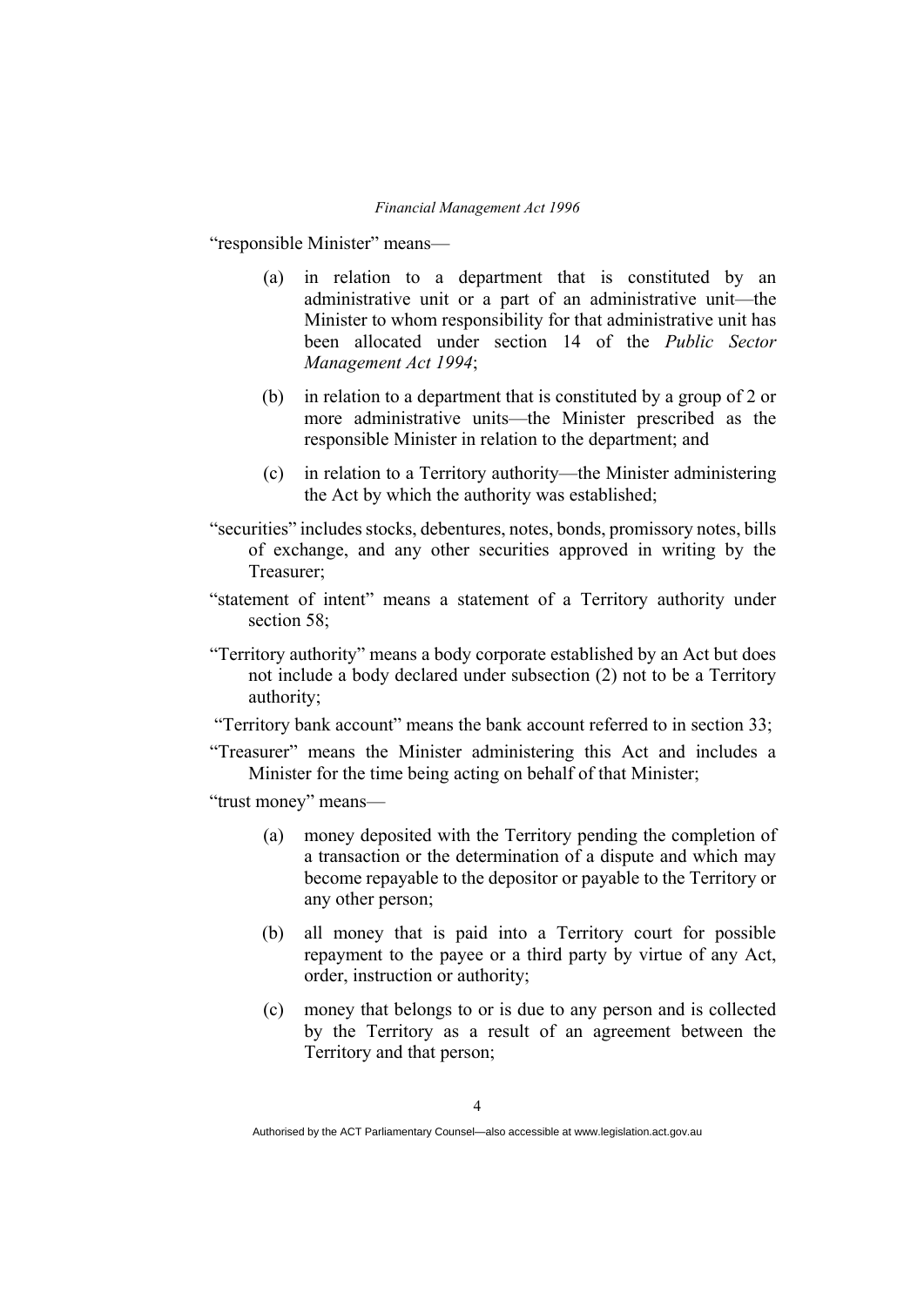"responsible Minister" means—

(a) in relation to a department that is constituted by an administrative unit or a part of an administrative unit—the Minister to whom responsibility for that administrative unit has been allocated under section 14 of the *Public Sector Management Act 1994*;

(b) in relation to a department that is constituted by a group of 2 or more administrative units—the Minister prescribed as the responsible Minister in relation to the department; and

(c) in relation to a Territory authority—the Minister administering the Act by which the authority was established;

"securities" includes stocks, debentures, notes, bonds, promissory notes, bills of exchange, and any other securities approved in writing by the Treasurer;

"statement of intent" means a statement of a Territory authority under section 58;

"Territory authority" means a body corporate established by an Act but does not include a body declared under subsection (2) not to be a Territory authority;

"Territory bank account" means the bank account referred to in section 33;

"Treasurer" means the Minister administering this Act and includes a Minister for the time being acting on behalf of that Minister;

"trust money" means—

(a) money deposited with the Territory pending the completion of a transaction or the determination of a dispute and which may become repayable to the depositor or payable to the Territory or any other person;

(b) all money that is paid into a Territory court for possible repayment to the payee or a third party by virtue of any Act, order, instruction or authority;

(c) money that belongs to or is due to any person and is collected by the Territory as a result of an agreement between the Territory and that person;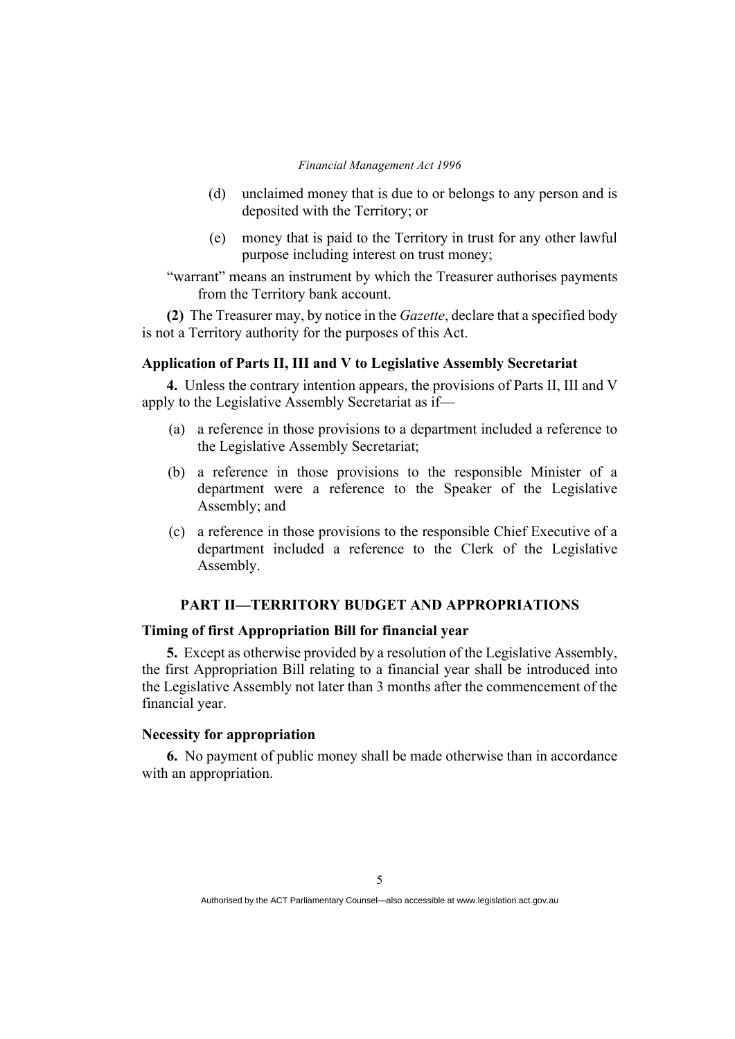(d) unclaimed money that is due to or belongs to any person and is deposited with the Territory; or

(e) money that is paid to the Territory in trust for any other lawful purpose including interest on trust money;

"warrant" means an instrument by which the Treasurer authorises payments from the Territory bank account.

**(2)** The Treasurer may, by notice in the *Gazette*, declare that a specified body is not a Territory authority for the purposes of this Act.

### Application of Parts II, III and V to Legislative Assembly Secretariat

**4.** Unless the contrary intention appears, the provisions of Parts II, III and V apply to the Legislative Assembly Secretariat as if—

(a) a reference in those provisions to a department included a reference to the Legislative Assembly Secretariat;

(b) a reference in those provisions to the responsible Minister of a department were a reference to the Speaker of the Legislative Assembly; and

(c) a reference in those provisions to the responsible Chief Executive of a department included a reference to the Clerk of the Legislative Assembly.

## PART II—TERRITORY BUDGET AND APPROPRIATIONS

### Timing of first Appropriation Bill for financial year

**5.** Except as otherwise provided by a resolution of the Legislative Assembly, the first Appropriation Bill relating to a financial year shall be introduced into the Legislative Assembly not later than 3 months after the commencement of the financial year.

### Necessity for appropriation

**6.** No payment of public money shall be made otherwise than in accordance with an appropriation.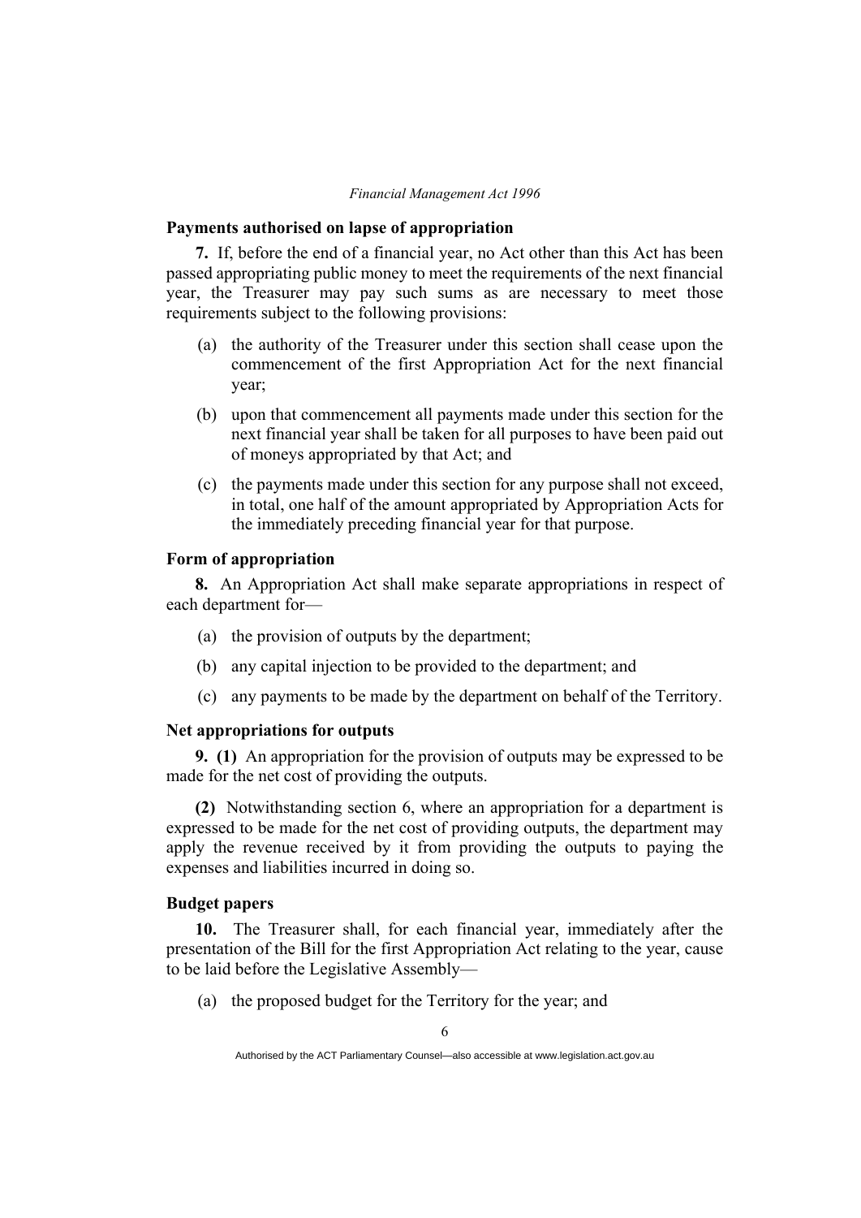### Payments authorised on lapse of appropriation

**7.** If, before the end of a financial year, no Act other than this Act has been passed appropriating public money to meet the requirements of the next financial year, the Treasurer may pay such sums as are necessary to meet those requirements subject to the following provisions:

(a) the authority of the Treasurer under this section shall cease upon the commencement of the first Appropriation Act for the next financial year;

(b) upon that commencement all payments made under this section for the next financial year shall be taken for all purposes to have been paid out of moneys appropriated by that Act; and

(c) the payments made under this section for any purpose shall not exceed, in total, one half of the amount appropriated by Appropriation Acts for the immediately preceding financial year for that purpose.

### Form of appropriation

**8.** An Appropriation Act shall make separate appropriations in respect of each department for—

(a) the provision of outputs by the department;

(b) any capital injection to be provided to the department; and

(c) any payments to be made by the department on behalf of the Territory.

### Net appropriations for outputs

**9. (1)** An appropriation for the provision of outputs may be expressed to be made for the net cost of providing the outputs.

**(2)** Notwithstanding section 6, where an appropriation for a department is expressed to be made for the net cost of providing outputs, the department may apply the revenue received by it from providing the outputs to paying the expenses and liabilities incurred in doing so.

### Budget papers

**10.** The Treasurer shall, for each financial year, immediately after the presentation of the Bill for the first Appropriation Act relating to the year, cause to be laid before the Legislative Assembly—

(a) the proposed budget for the Territory for the year; and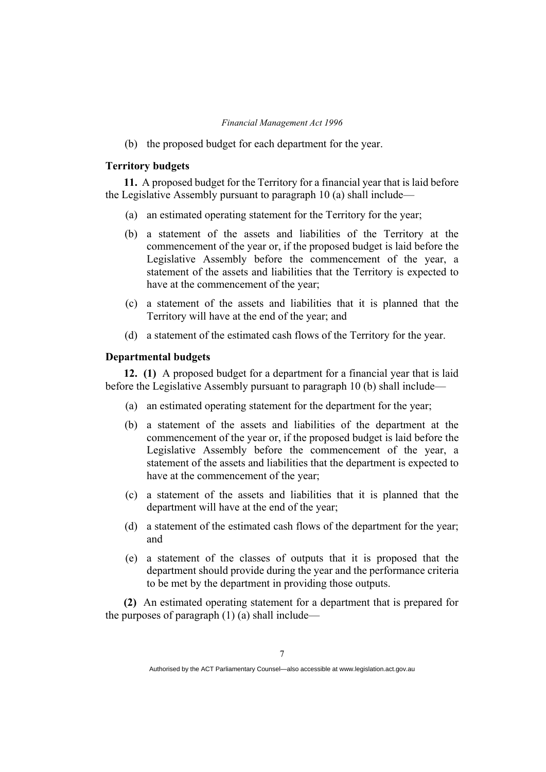(b) the proposed budget for each department for the year.

**Territory budgets**

**11.** A proposed budget for the Territory for a financial year that is laid before the Legislative Assembly pursuant to paragraph 10 (a) shall include—

(a) an estimated operating statement for the Territory for the year;

(b) a statement of the assets and liabilities of the Territory at the commencement of the year or, if the proposed budget is laid before the Legislative Assembly before the commencement of the year, a statement of the assets and liabilities that the Territory is expected to have at the commencement of the year;

(c) a statement of the assets and liabilities that it is planned that the Territory will have at the end of the year; and

(d) a statement of the estimated cash flows of the Territory for the year.

**Departmental budgets**

**12. (1)** A proposed budget for a department for a financial year that is laid before the Legislative Assembly pursuant to paragraph 10 (b) shall include—

(a) an estimated operating statement for the department for the year;

(b) a statement of the assets and liabilities of the department at the commencement of the year or, if the proposed budget is laid before the Legislative Assembly before the commencement of the year, a statement of the assets and liabilities that the department is expected to have at the commencement of the year;

(c) a statement of the assets and liabilities that it is planned that the department will have at the end of the year;

(d) a statement of the estimated cash flows of the department for the year; and

(e) a statement of the classes of outputs that it is proposed that the department should provide during the year and the performance criteria to be met by the department in providing those outputs.

**(2)** An estimated operating statement for a department that is prepared for the purposes of paragraph (1) (a) shall include—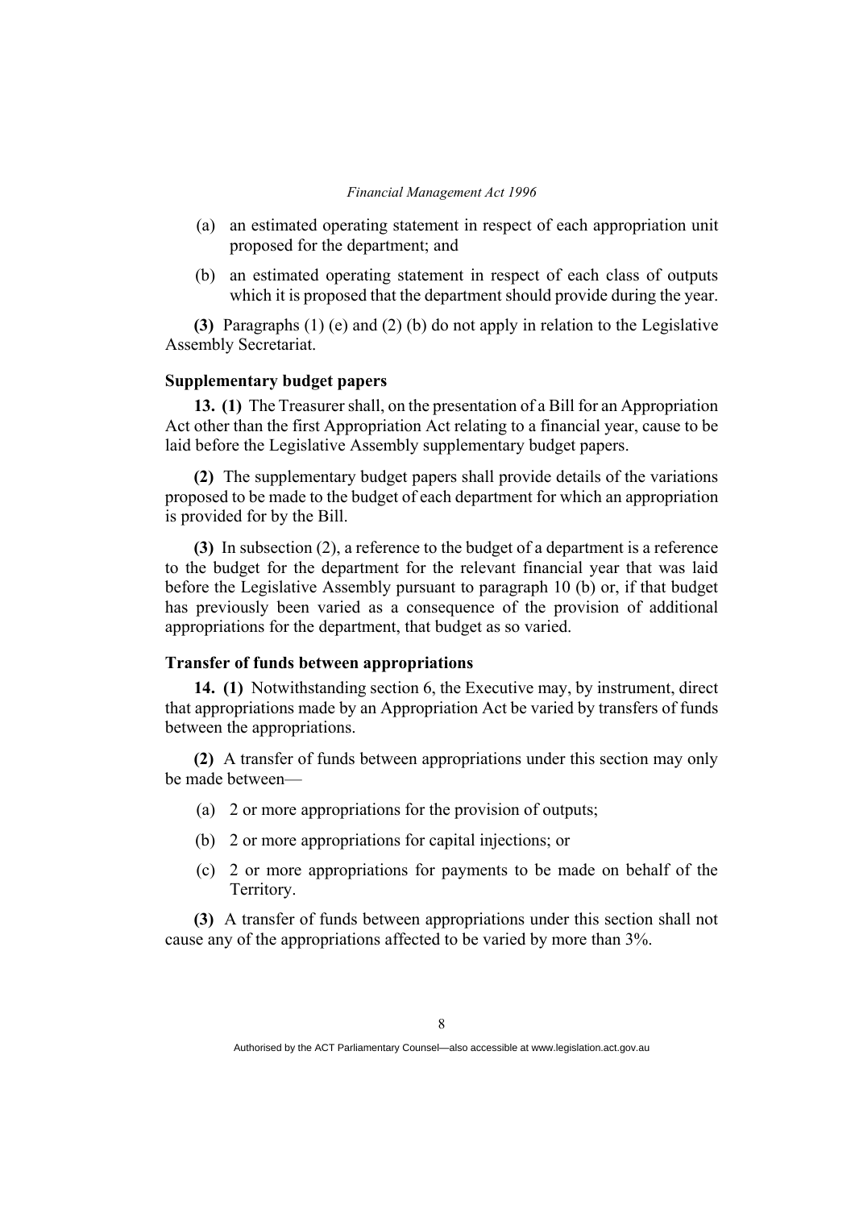(a) an estimated operating statement in respect of each appropriation unit proposed for the department; and

(b) an estimated operating statement in respect of each class of outputs which it is proposed that the department should provide during the year.

**(3)** Paragraphs (1) (e) and (2) (b) do not apply in relation to the Legislative Assembly Secretariat.

### Supplementary budget papers

**13. (1)** The Treasurer shall, on the presentation of a Bill for an Appropriation Act other than the first Appropriation Act relating to a financial year, cause to be laid before the Legislative Assembly supplementary budget papers.

**(2)** The supplementary budget papers shall provide details of the variations proposed to be made to the budget of each department for which an appropriation is provided for by the Bill.

**(3)** In subsection (2), a reference to the budget of a department is a reference to the budget for the department for the relevant financial year that was laid before the Legislative Assembly pursuant to paragraph 10 (b) or, if that budget has previously been varied as a consequence of the provision of additional appropriations for the department, that budget as so varied.

### Transfer of funds between appropriations

**14. (1)** Notwithstanding section 6, the Executive may, by instrument, direct that appropriations made by an Appropriation Act be varied by transfers of funds between the appropriations.

**(2)** A transfer of funds between appropriations under this section may only be made between—

(a) 2 or more appropriations for the provision of outputs;

(b) 2 or more appropriations for capital injections; or

(c) 2 or more appropriations for payments to be made on behalf of the Territory.

**(3)** A transfer of funds between appropriations under this section shall not cause any of the appropriations affected to be varied by more than 3%.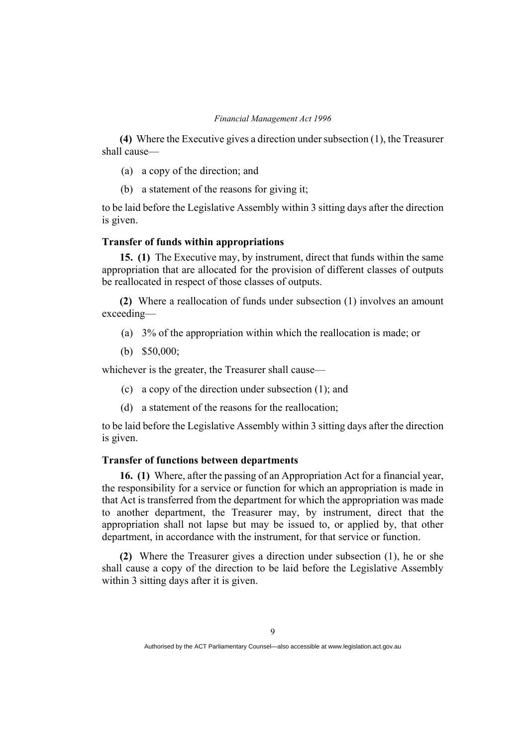**(4)** Where the Executive gives a direction under subsection (1), the Treasurer shall cause—

(a) a copy of the direction; and

(b) a statement of the reasons for giving it;

to be laid before the Legislative Assembly within 3 sitting days after the direction is given.

### Transfer of funds within appropriations

**15. (1)** The Executive may, by instrument, direct that funds within the same appropriation that are allocated for the provision of different classes of outputs be reallocated in respect of those classes of outputs.

**(2)** Where a reallocation of funds under subsection (1) involves an amount exceeding—

(a) 3% of the appropriation within which the reallocation is made; or

(b) $50,000;

whichever is the greater, the Treasurer shall cause—

(c) a copy of the direction under subsection (1); and

(d) a statement of the reasons for the reallocation;

to be laid before the Legislative Assembly within 3 sitting days after the direction is given.

### Transfer of functions between departments

**16. (1)** Where, after the passing of an Appropriation Act for a financial year, the responsibility for a service or function for which an appropriation is made in that Act is transferred from the department for which the appropriation was made to another department, the Treasurer may, by instrument, direct that the appropriation shall not lapse but may be issued to, or applied by, that other department, in accordance with the instrument, for that service or function.

**(2)** Where the Treasurer gives a direction under subsection (1), he or she shall cause a copy of the direction to be laid before the Legislative Assembly within 3 sitting days after it is given.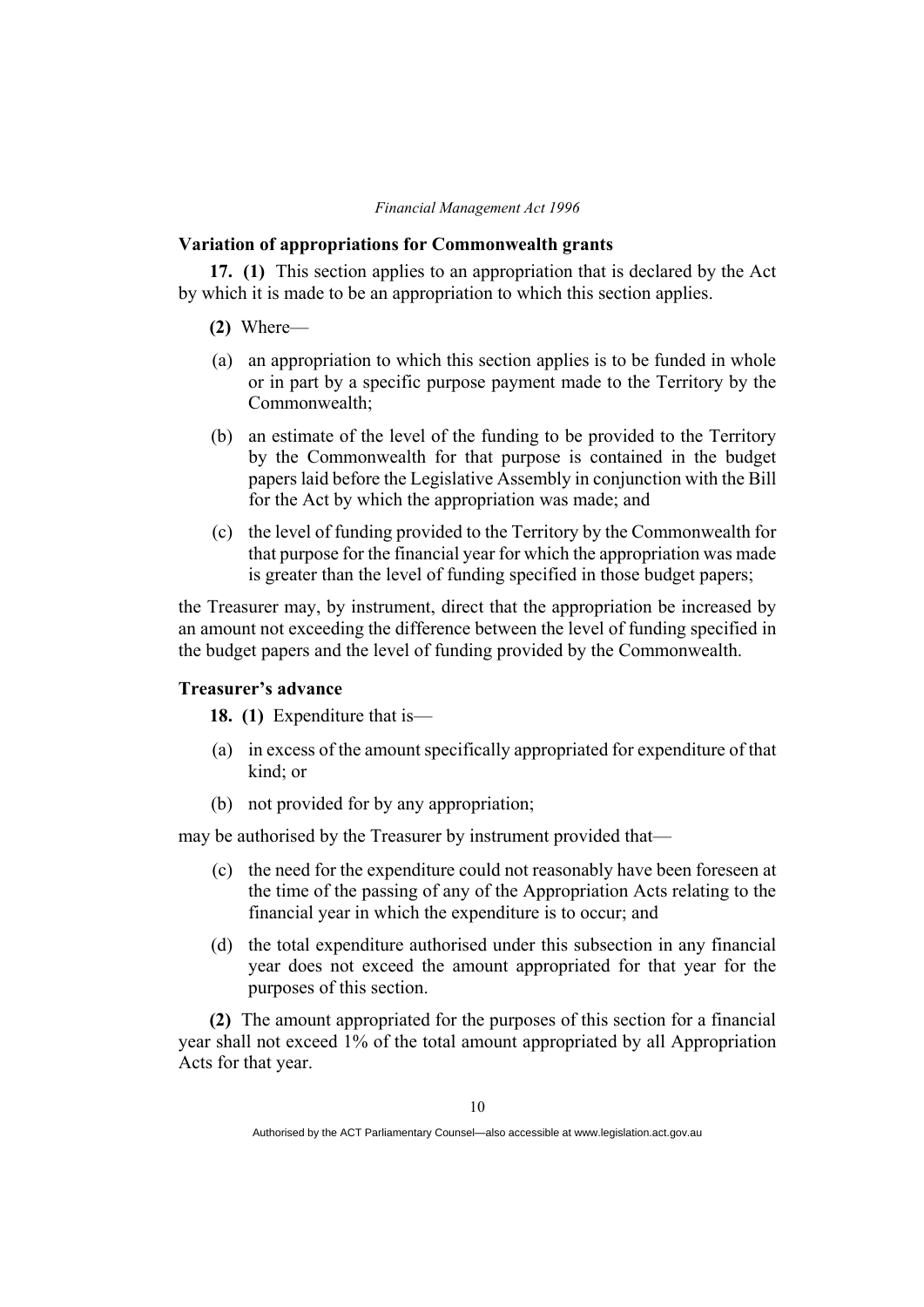**Variation of appropriations for Commonwealth grants**

**17. (1)** This section applies to an appropriation that is declared by the Act by which it is made to be an appropriation to which this section applies.

**(2)** Where—

(a) an appropriation to which this section applies is to be funded in whole or in part by a specific purpose payment made to the Territory by the Commonwealth;

(b) an estimate of the level of the funding to be provided to the Territory by the Commonwealth for that purpose is contained in the budget papers laid before the Legislative Assembly in conjunction with the Bill for the Act by which the appropriation was made; and

(c) the level of funding provided to the Territory by the Commonwealth for that purpose for the financial year for which the appropriation was made is greater than the level of funding specified in those budget papers;

the Treasurer may, by instrument, direct that the appropriation be increased by an amount not exceeding the difference between the level of funding specified in the budget papers and the level of funding provided by the Commonwealth.

**Treasurer's advance**

**18. (1)** Expenditure that is—

(a) in excess of the amount specifically appropriated for expenditure of that kind; or

(b) not provided for by any appropriation;

may be authorised by the Treasurer by instrument provided that—

(c) the need for the expenditure could not reasonably have been foreseen at the time of the passing of any of the Appropriation Acts relating to the financial year in which the expenditure is to occur; and

(d) the total expenditure authorised under this subsection in any financial year does not exceed the amount appropriated for that year for the purposes of this section.

**(2)** The amount appropriated for the purposes of this section for a financial year shall not exceed 1% of the total amount appropriated by all Appropriation Acts for that year.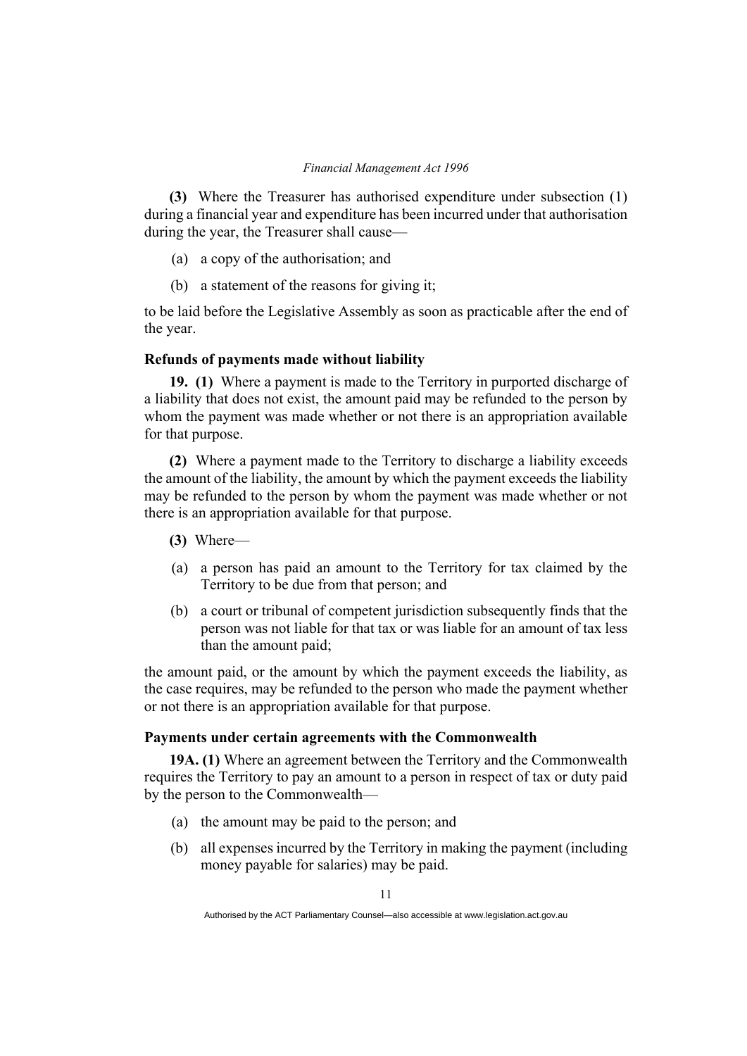**(3)** Where the Treasurer has authorised expenditure under subsection (1) during a financial year and expenditure has been incurred under that authorisation during the year, the Treasurer shall cause—

(a) a copy of the authorisation; and

(b) a statement of the reasons for giving it;

to be laid before the Legislative Assembly as soon as practicable after the end of the year.

### Refunds of payments made without liability

**19. (1)** Where a payment is made to the Territory in purported discharge of a liability that does not exist, the amount paid may be refunded to the person by whom the payment was made whether or not there is an appropriation available for that purpose.

**(2)** Where a payment made to the Territory to discharge a liability exceeds the amount of the liability, the amount by which the payment exceeds the liability may be refunded to the person by whom the payment was made whether or not there is an appropriation available for that purpose.

**(3)** Where—

(a) a person has paid an amount to the Territory for tax claimed by the Territory to be due from that person; and

(b) a court or tribunal of competent jurisdiction subsequently finds that the person was not liable for that tax or was liable for an amount of tax less than the amount paid;

the amount paid, or the amount by which the payment exceeds the liability, as the case requires, may be refunded to the person who made the payment whether or not there is an appropriation available for that purpose.

### Payments under certain agreements with the Commonwealth

**19A. (1)** Where an agreement between the Territory and the Commonwealth requires the Territory to pay an amount to a person in respect of tax or duty paid by the person to the Commonwealth—

(a) the amount may be paid to the person; and

(b) all expenses incurred by the Territory in making the payment (including money payable for salaries) may be paid.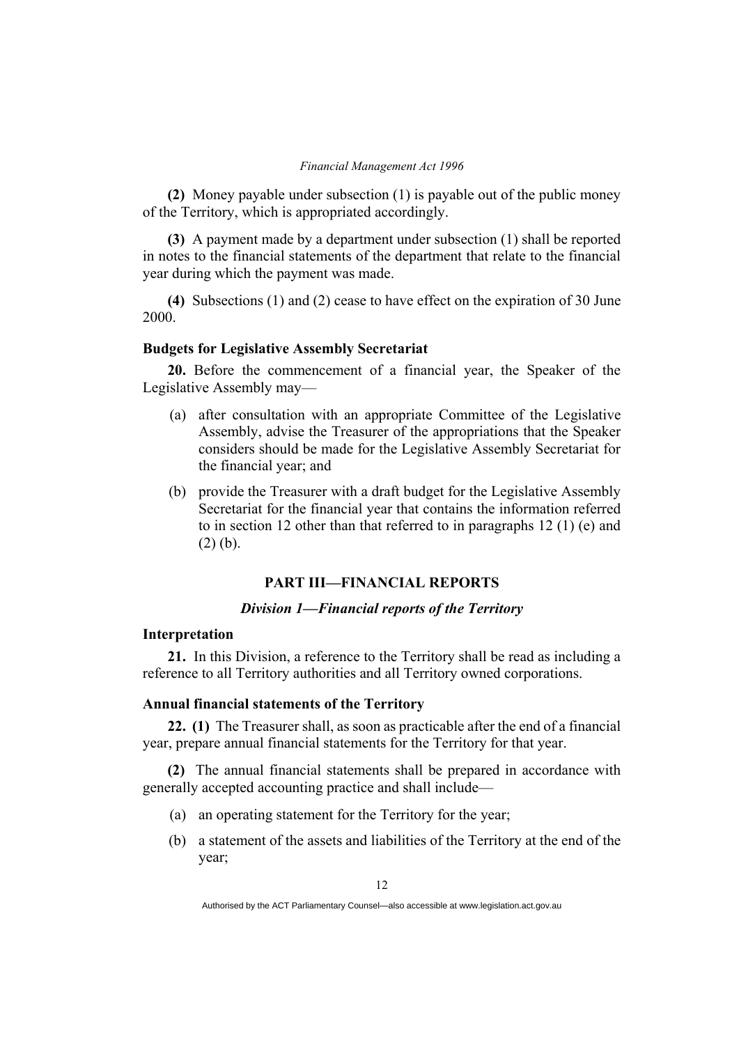**(2)** Money payable under subsection (1) is payable out of the public money of the Territory, which is appropriated accordingly.

**(3)** A payment made by a department under subsection (1) shall be reported in notes to the financial statements of the department that relate to the financial year during which the payment was made.

**(4)** Subsections (1) and (2) cease to have effect on the expiration of 30 June 2000.

### Budgets for Legislative Assembly Secretariat

**20.** Before the commencement of a financial year, the Speaker of the Legislative Assembly may—

- (a) after consultation with an appropriate Committee of the Legislative Assembly, advise the Treasurer of the appropriations that the Speaker considers should be made for the Legislative Assembly Secretariat for the financial year; and
- (b) provide the Treasurer with a draft budget for the Legislative Assembly Secretariat for the financial year that contains the information referred to in section 12 other than that referred to in paragraphs 12 (1) (e) and (2) (b).

## PART III—FINANCIAL REPORTS

### *Division 1—Financial reports of the Territory*

### Interpretation

**21.** In this Division, a reference to the Territory shall be read as including a reference to all Territory authorities and all Territory owned corporations.

### Annual financial statements of the Territory

**22. (1)** The Treasurer shall, as soon as practicable after the end of a financial year, prepare annual financial statements for the Territory for that year.

**(2)** The annual financial statements shall be prepared in accordance with generally accepted accounting practice and shall include—

- (a) an operating statement for the Territory for the year;
- (b) a statement of the assets and liabilities of the Territory at the end of the year;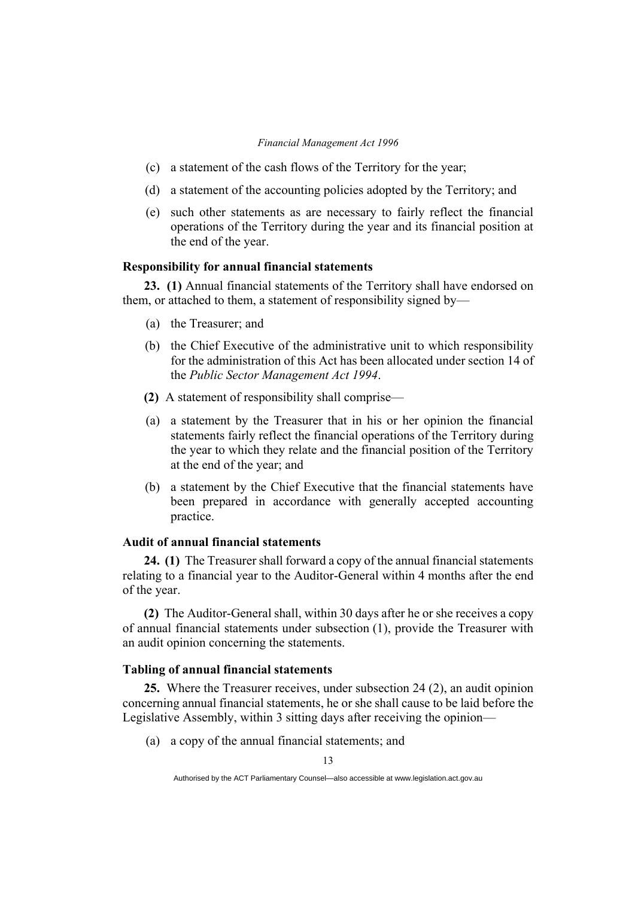(c) a statement of the cash flows of the Territory for the year;

(d) a statement of the accounting policies adopted by the Territory; and

(e) such other statements as are necessary to fairly reflect the financial operations of the Territory during the year and its financial position at the end of the year.

### Responsibility for annual financial statements

**23. (1)** Annual financial statements of the Territory shall have endorsed on them, or attached to them, a statement of responsibility signed by—

(a) the Treasurer; and

(b) the Chief Executive of the administrative unit to which responsibility for the administration of this Act has been allocated under section 14 of the *Public Sector Management Act 1994*.

**(2)** A statement of responsibility shall comprise—

(a) a statement by the Treasurer that in his or her opinion the financial statements fairly reflect the financial operations of the Territory during the year to which they relate and the financial position of the Territory at the end of the year; and

(b) a statement by the Chief Executive that the financial statements have been prepared in accordance with generally accepted accounting practice.

### Audit of annual financial statements

**24. (1)** The Treasurer shall forward a copy of the annual financial statements relating to a financial year to the Auditor-General within 4 months after the end of the year.

**(2)** The Auditor-General shall, within 30 days after he or she receives a copy of annual financial statements under subsection (1), provide the Treasurer with an audit opinion concerning the statements.

### Tabling of annual financial statements

**25.** Where the Treasurer receives, under subsection 24 (2), an audit opinion concerning annual financial statements, he or she shall cause to be laid before the Legislative Assembly, within 3 sitting days after receiving the opinion—

(a) a copy of the annual financial statements; and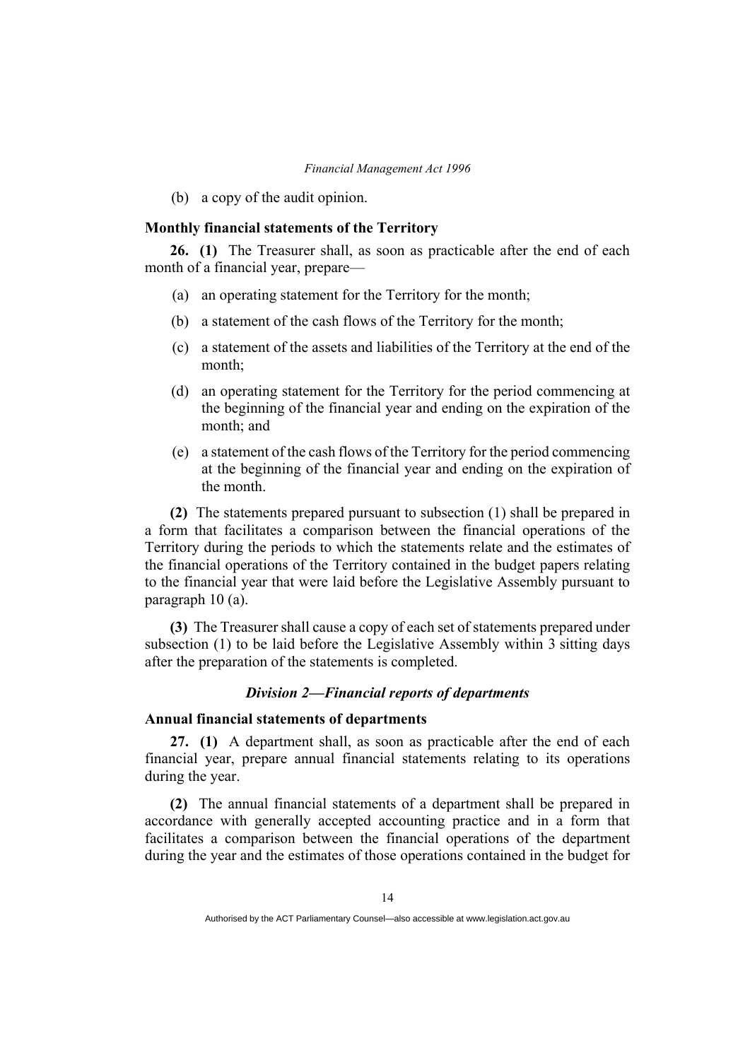(b) a copy of the audit opinion.

### Monthly financial statements of the Territory

**26. (1)** The Treasurer shall, as soon as practicable after the end of each month of a financial year, prepare—

- (a) an operating statement for the Territory for the month;
- (b) a statement of the cash flows of the Territory for the month;
- (c) a statement of the assets and liabilities of the Territory at the end of the month;
- (d) an operating statement for the Territory for the period commencing at the beginning of the financial year and ending on the expiration of the month; and
- (e) a statement of the cash flows of the Territory for the period commencing at the beginning of the financial year and ending on the expiration of the month.

**(2)** The statements prepared pursuant to subsection (1) shall be prepared in a form that facilitates a comparison between the financial operations of the Territory during the periods to which the statements relate and the estimates of the financial operations of the Territory contained in the budget papers relating to the financial year that were laid before the Legislative Assembly pursuant to paragraph 10 (a).

**(3)** The Treasurer shall cause a copy of each set of statements prepared under subsection (1) to be laid before the Legislative Assembly within 3 sitting days after the preparation of the statements is completed.

## *Division 2—Financial reports of departments*

### Annual financial statements of departments

**27. (1)** A department shall, as soon as practicable after the end of each financial year, prepare annual financial statements relating to its operations during the year.

**(2)** The annual financial statements of a department shall be prepared in accordance with generally accepted accounting practice and in a form that facilitates a comparison between the financial operations of the department during the year and the estimates of those operations contained in the budget for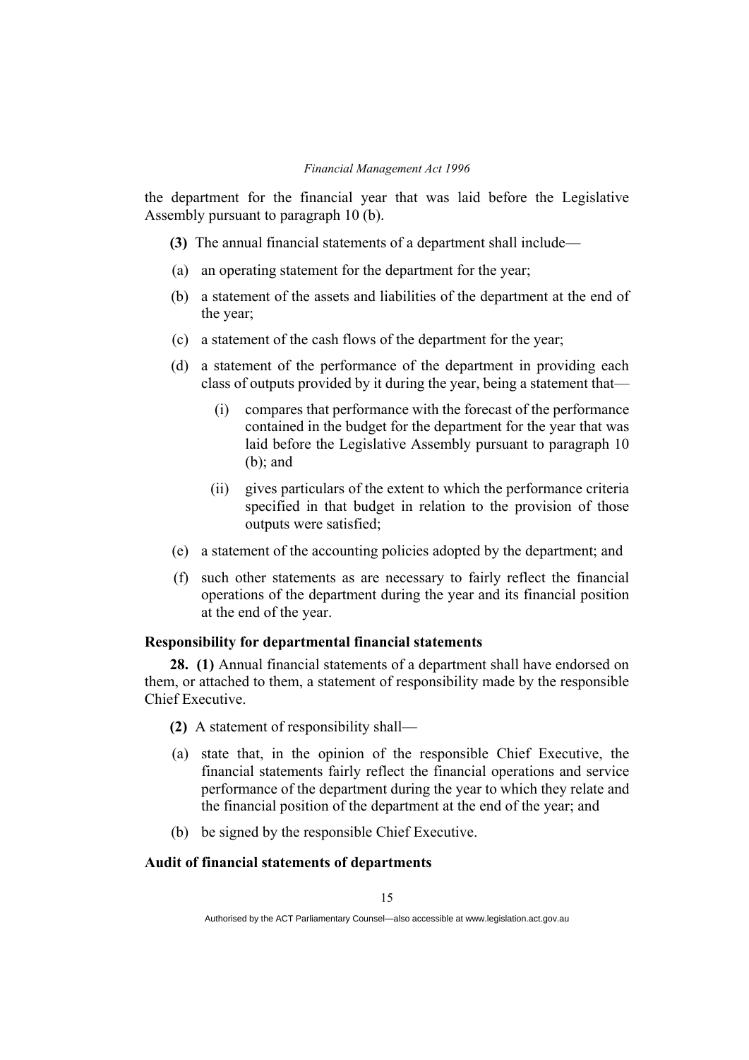the department for the financial year that was laid before the Legislative Assembly pursuant to paragraph 10 (b).

**(3)** The annual financial statements of a department shall include—

(a) an operating statement for the department for the year;

(b) a statement of the assets and liabilities of the department at the end of the year;

(c) a statement of the cash flows of the department for the year;

(d) a statement of the performance of the department in providing each class of outputs provided by it during the year, being a statement that—

  (i) compares that performance with the forecast of the performance contained in the budget for the department for the year that was laid before the Legislative Assembly pursuant to paragraph 10 (b); and

  (ii) gives particulars of the extent to which the performance criteria specified in that budget in relation to the provision of those outputs were satisfied;

(e) a statement of the accounting policies adopted by the department; and

(f) such other statements as are necessary to fairly reflect the financial operations of the department during the year and its financial position at the end of the year.

**Responsibility for departmental financial statements**

**28. (1)** Annual financial statements of a department shall have endorsed on them, or attached to them, a statement of responsibility made by the responsible Chief Executive.

**(2)** A statement of responsibility shall—

(a) state that, in the opinion of the responsible Chief Executive, the financial statements fairly reflect the financial operations and service performance of the department during the year to which they relate and the financial position of the department at the end of the year; and

(b) be signed by the responsible Chief Executive.

**Audit of financial statements of departments**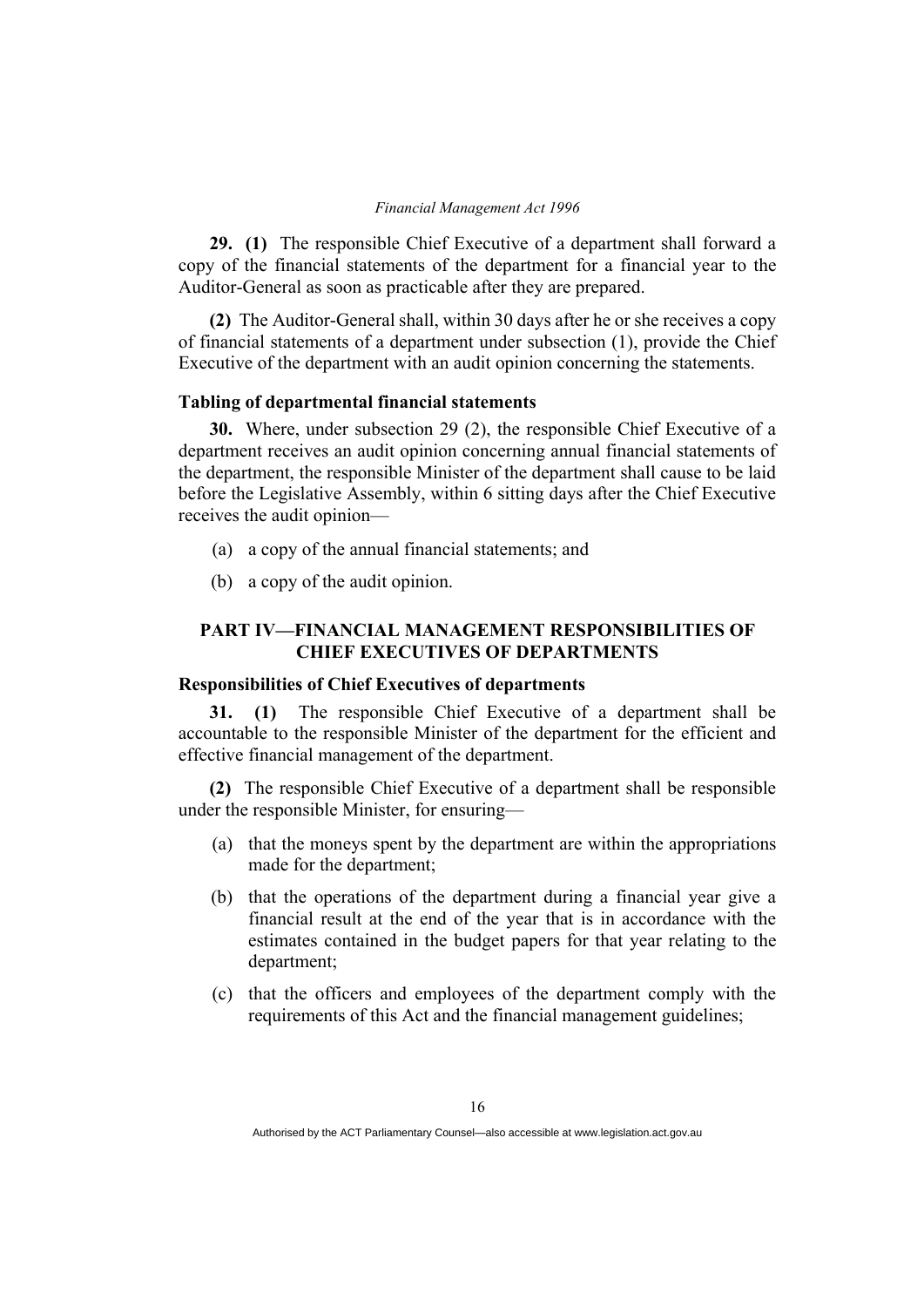**29. (1)** The responsible Chief Executive of a department shall forward a copy of the financial statements of the department for a financial year to the Auditor-General as soon as practicable after they are prepared.

**(2)** The Auditor-General shall, within 30 days after he or she receives a copy of financial statements of a department under subsection (1), provide the Chief Executive of the department with an audit opinion concerning the statements.

### Tabling of departmental financial statements

**30.** Where, under subsection 29 (2), the responsible Chief Executive of a department receives an audit opinion concerning annual financial statements of the department, the responsible Minister of the department shall cause to be laid before the Legislative Assembly, within 6 sitting days after the Chief Executive receives the audit opinion—

(a) a copy of the annual financial statements; and

(b) a copy of the audit opinion.

## PART IV—FINANCIAL MANAGEMENT RESPONSIBILITIES OF CHIEF EXECUTIVES OF DEPARTMENTS

### Responsibilities of Chief Executives of departments

**31. (1)** The responsible Chief Executive of a department shall be accountable to the responsible Minister of the department for the efficient and effective financial management of the department.

**(2)** The responsible Chief Executive of a department shall be responsible under the responsible Minister, for ensuring—

(a) that the moneys spent by the department are within the appropriations made for the department;

(b) that the operations of the department during a financial year give a financial result at the end of the year that is in accordance with the estimates contained in the budget papers for that year relating to the department;

(c) that the officers and employees of the department comply with the requirements of this Act and the financial management guidelines;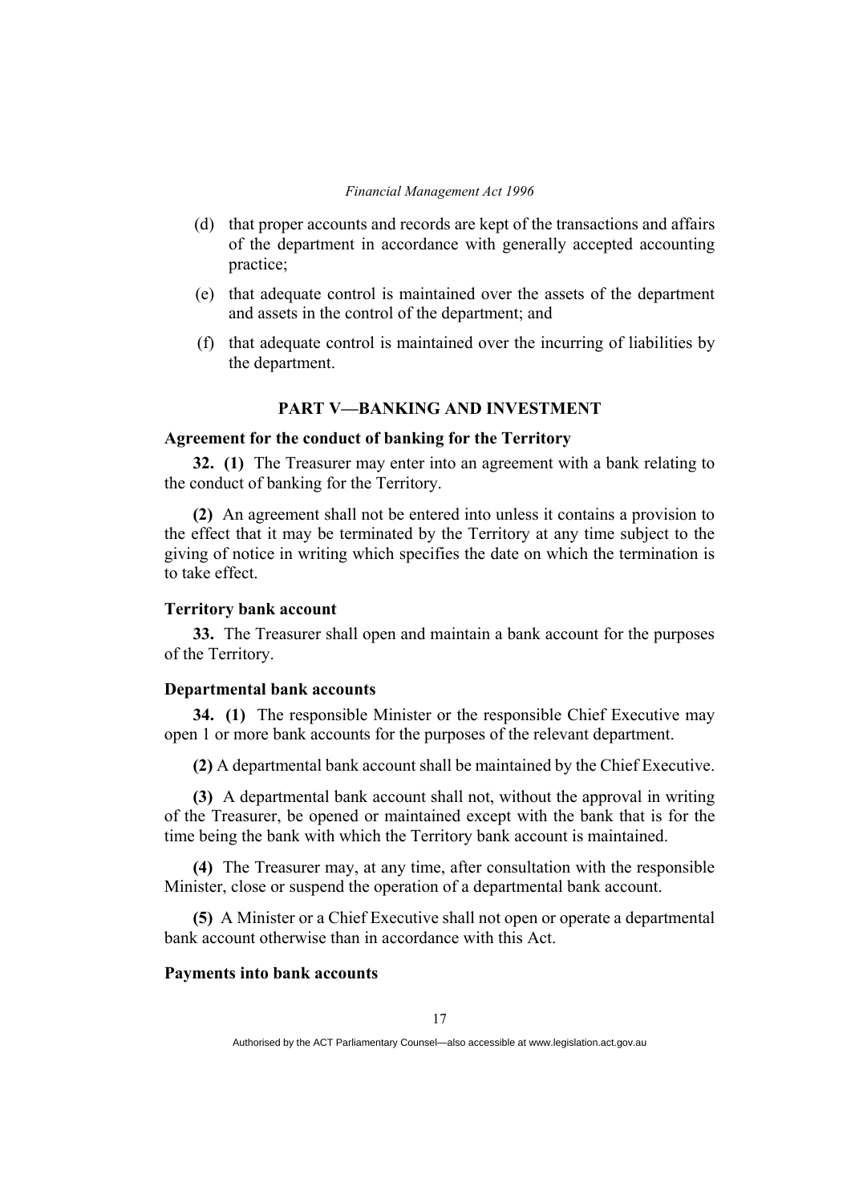(d) that proper accounts and records are kept of the transactions and affairs of the department in accordance with generally accepted accounting practice;

(e) that adequate control is maintained over the assets of the department and assets in the control of the department; and

(f) that adequate control is maintained over the incurring of liabilities by the department.

## PART V—BANKING AND INVESTMENT

### Agreement for the conduct of banking for the Territory

**32. (1)** The Treasurer may enter into an agreement with a bank relating to the conduct of banking for the Territory.

**(2)** An agreement shall not be entered into unless it contains a provision to the effect that it may be terminated by the Territory at any time subject to the giving of notice in writing which specifies the date on which the termination is to take effect.

### Territory bank account

**33.** The Treasurer shall open and maintain a bank account for the purposes of the Territory.

### Departmental bank accounts

**34. (1)** The responsible Minister or the responsible Chief Executive may open 1 or more bank accounts for the purposes of the relevant department.

**(2)** A departmental bank account shall be maintained by the Chief Executive.

**(3)** A departmental bank account shall not, without the approval in writing of the Treasurer, be opened or maintained except with the bank that is for the time being the bank with which the Territory bank account is maintained.

**(4)** The Treasurer may, at any time, after consultation with the responsible Minister, close or suspend the operation of a departmental bank account.

**(5)** A Minister or a Chief Executive shall not open or operate a departmental bank account otherwise than in accordance with this Act.

### Payments into bank accounts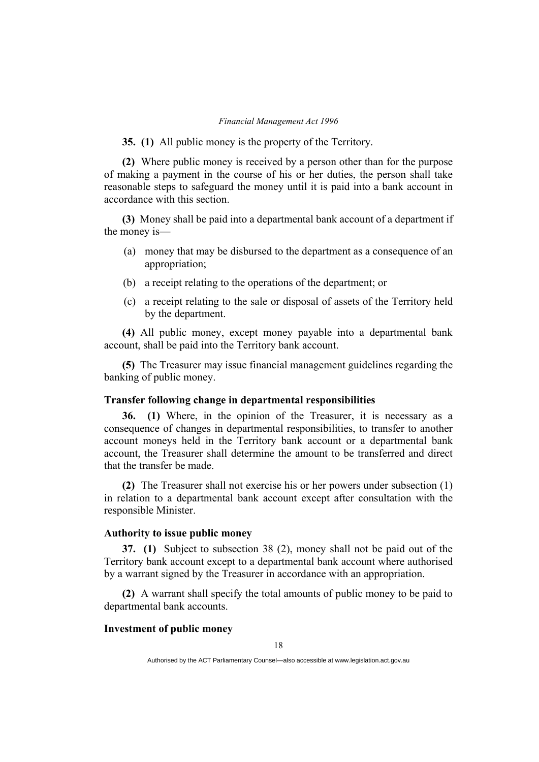**35. (1)** All public money is the property of the Territory.

**(2)** Where public money is received by a person other than for the purpose of making a payment in the course of his or her duties, the person shall take reasonable steps to safeguard the money until it is paid into a bank account in accordance with this section.

**(3)** Money shall be paid into a departmental bank account of a department if the money is—

- (a) money that may be disbursed to the department as a consequence of an appropriation;
- (b) a receipt relating to the operations of the department; or
- (c) a receipt relating to the sale or disposal of assets of the Territory held by the department.

**(4)** All public money, except money payable into a departmental bank account, shall be paid into the Territory bank account.

**(5)** The Treasurer may issue financial management guidelines regarding the banking of public money.

### Transfer following change in departmental responsibilities

**36. (1)** Where, in the opinion of the Treasurer, it is necessary as a consequence of changes in departmental responsibilities, to transfer to another account moneys held in the Territory bank account or a departmental bank account, the Treasurer shall determine the amount to be transferred and direct that the transfer be made.

**(2)** The Treasurer shall not exercise his or her powers under subsection (1) in relation to a departmental bank account except after consultation with the responsible Minister.

### Authority to issue public money

**37. (1)** Subject to subsection 38 (2), money shall not be paid out of the Territory bank account except to a departmental bank account where authorised by a warrant signed by the Treasurer in accordance with an appropriation.

**(2)** A warrant shall specify the total amounts of public money to be paid to departmental bank accounts.

### Investment of public money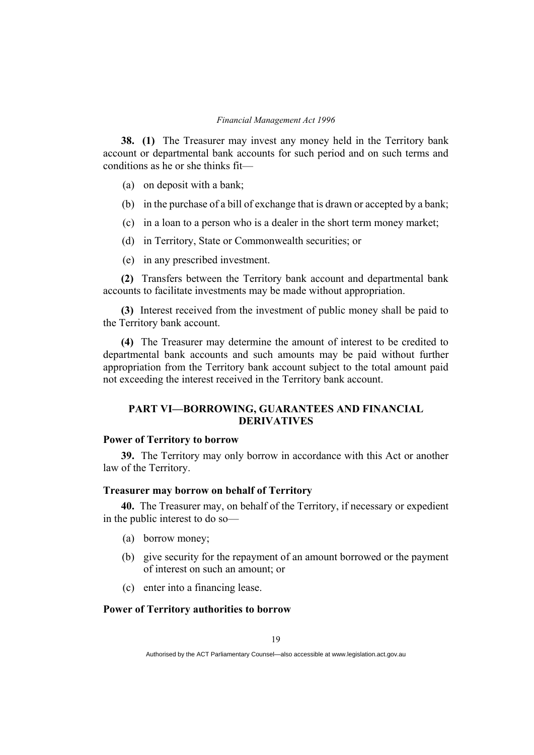**38. (1)** The Treasurer may invest any money held in the Territory bank account or departmental bank accounts for such period and on such terms and conditions as he or she thinks fit—

- (a) on deposit with a bank;
- (b) in the purchase of a bill of exchange that is drawn or accepted by a bank;
- (c) in a loan to a person who is a dealer in the short term money market;
- (d) in Territory, State or Commonwealth securities; or
- (e) in any prescribed investment.

**(2)** Transfers between the Territory bank account and departmental bank accounts to facilitate investments may be made without appropriation.

**(3)** Interest received from the investment of public money shall be paid to the Territory bank account.

**(4)** The Treasurer may determine the amount of interest to be credited to departmental bank accounts and such amounts may be paid without further appropriation from the Territory bank account subject to the total amount paid not exceeding the interest received in the Territory bank account.

## PART VI—BORROWING, GUARANTEES AND FINANCIAL DERIVATIVES

### Power of Territory to borrow

**39.** The Territory may only borrow in accordance with this Act or another law of the Territory.

### Treasurer may borrow on behalf of Territory

**40.** The Treasurer may, on behalf of the Territory, if necessary or expedient in the public interest to do so—

- (a) borrow money;
- (b) give security for the repayment of an amount borrowed or the payment of interest on such an amount; or
- (c) enter into a financing lease.

### Power of Territory authorities to borrow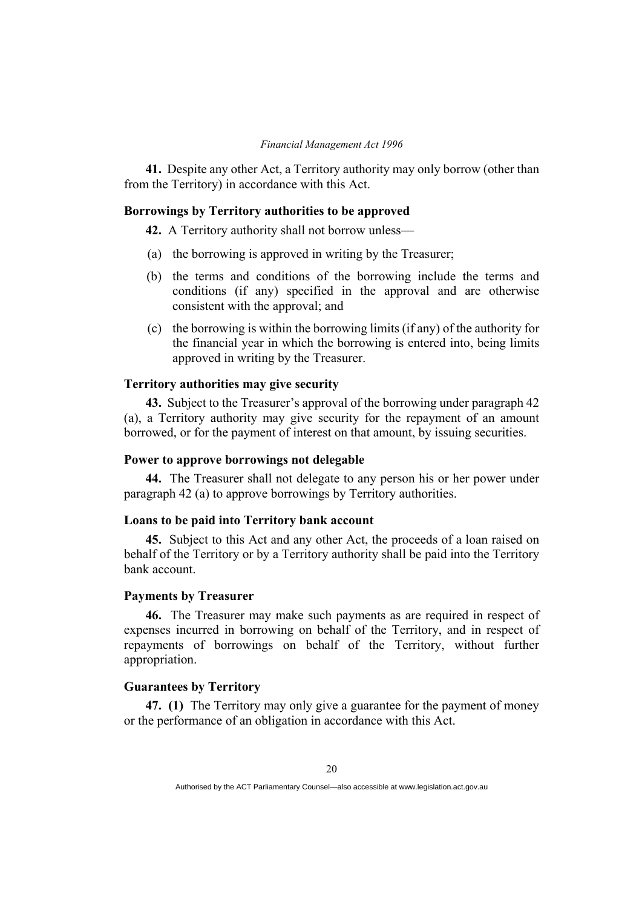**41.** Despite any other Act, a Territory authority may only borrow (other than from the Territory) in accordance with this Act.

### Borrowings by Territory authorities to be approved

**42.** A Territory authority shall not borrow unless—

(a) the borrowing is approved in writing by the Treasurer;

(b) the terms and conditions of the borrowing include the terms and conditions (if any) specified in the approval and are otherwise consistent with the approval; and

(c) the borrowing is within the borrowing limits (if any) of the authority for the financial year in which the borrowing is entered into, being limits approved in writing by the Treasurer.

### Territory authorities may give security

**43.** Subject to the Treasurer's approval of the borrowing under paragraph 42 (a), a Territory authority may give security for the repayment of an amount borrowed, or for the payment of interest on that amount, by issuing securities.

### Power to approve borrowings not delegable

**44.** The Treasurer shall not delegate to any person his or her power under paragraph 42 (a) to approve borrowings by Territory authorities.

### Loans to be paid into Territory bank account

**45.** Subject to this Act and any other Act, the proceeds of a loan raised on behalf of the Territory or by a Territory authority shall be paid into the Territory bank account.

### Payments by Treasurer

**46.** The Treasurer may make such payments as are required in respect of expenses incurred in borrowing on behalf of the Territory, and in respect of repayments of borrowings on behalf of the Territory, without further appropriation.

### Guarantees by Territory

**47. (1)** The Territory may only give a guarantee for the payment of money or the performance of an obligation in accordance with this Act.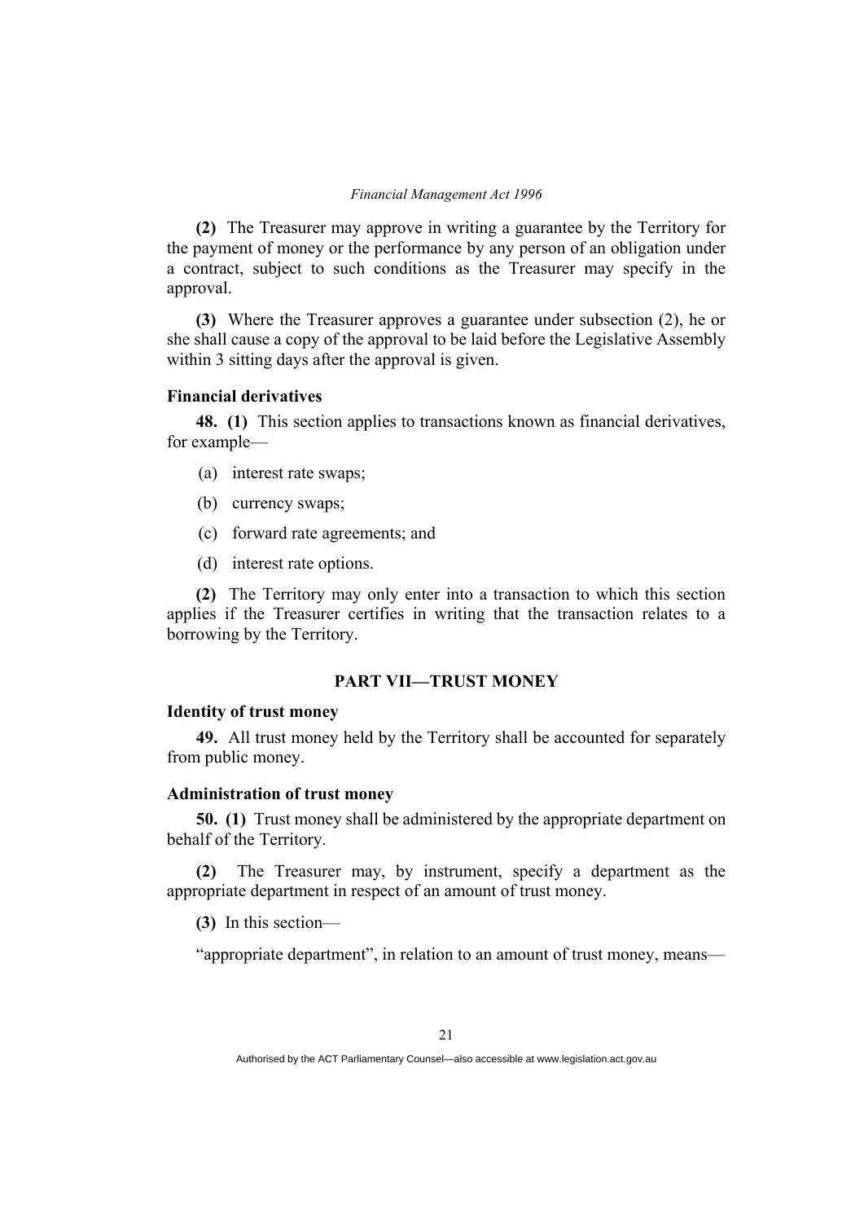**(2)** The Treasurer may approve in writing a guarantee by the Territory for the payment of money or the performance by any person of an obligation under a contract, subject to such conditions as the Treasurer may specify in the approval.

**(3)** Where the Treasurer approves a guarantee under subsection (2), he or she shall cause a copy of the approval to be laid before the Legislative Assembly within 3 sitting days after the approval is given.

### Financial derivatives

**48. (1)** This section applies to transactions known as financial derivatives, for example—

(a) interest rate swaps;

(b) currency swaps;

(c) forward rate agreements; and

(d) interest rate options.

**(2)** The Territory may only enter into a transaction to which this section applies if the Treasurer certifies in writing that the transaction relates to a borrowing by the Territory.

## PART VII—TRUST MONEY

### Identity of trust money

**49.** All trust money held by the Territory shall be accounted for separately from public money.

### Administration of trust money

**50. (1)** Trust money shall be administered by the appropriate department on behalf of the Territory.

**(2)** The Treasurer may, by instrument, specify a department as the appropriate department in respect of an amount of trust money.

**(3)** In this section—

"appropriate department", in relation to an amount of trust money, means—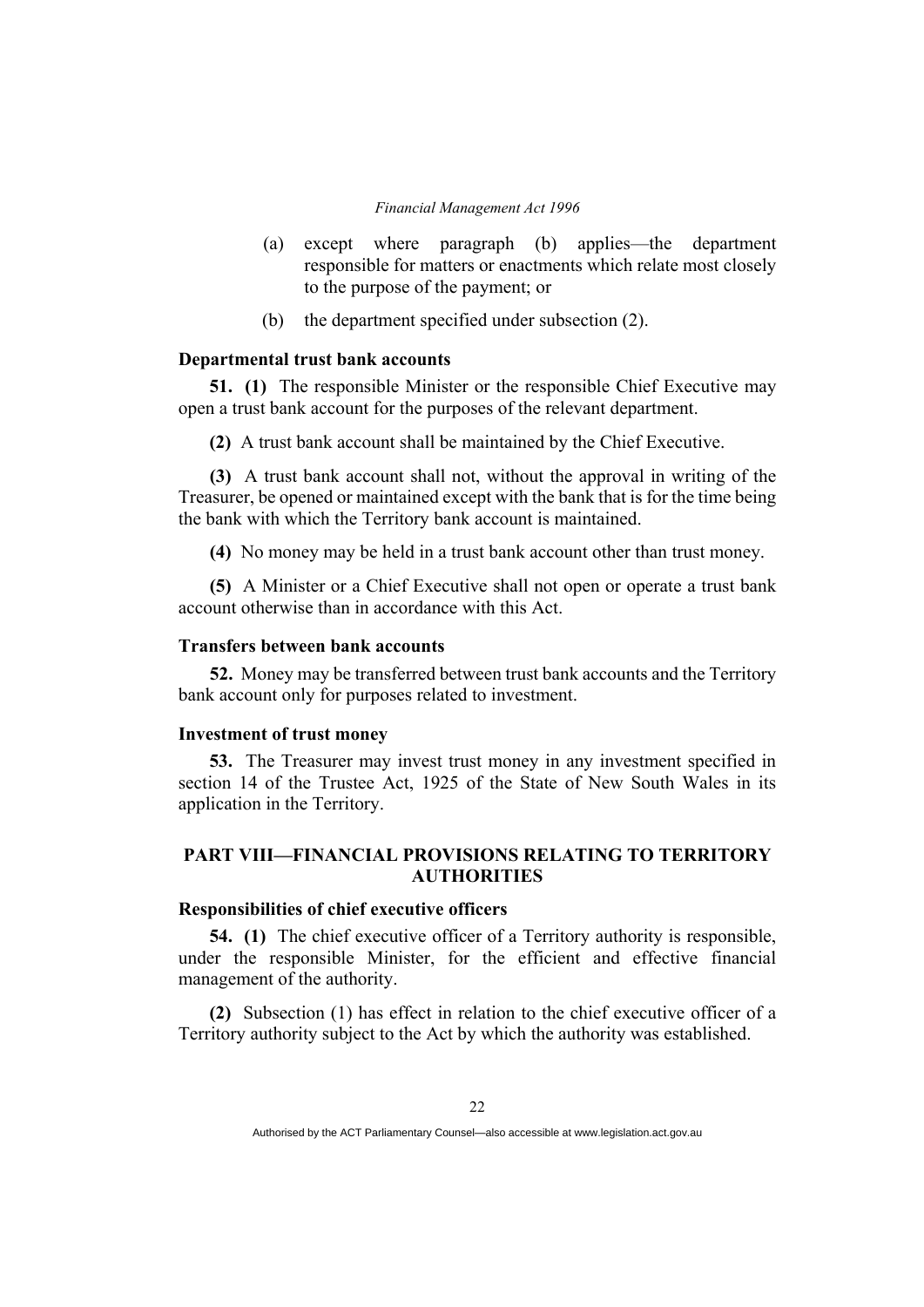(a) except where paragraph (b) applies—the department responsible for matters or enactments which relate most closely to the purpose of the payment; or

(b) the department specified under subsection (2).

### Departmental trust bank accounts

**51. (1)** The responsible Minister or the responsible Chief Executive may open a trust bank account for the purposes of the relevant department.

**(2)** A trust bank account shall be maintained by the Chief Executive.

**(3)** A trust bank account shall not, without the approval in writing of the Treasurer, be opened or maintained except with the bank that is for the time being the bank with which the Territory bank account is maintained.

**(4)** No money may be held in a trust bank account other than trust money.

**(5)** A Minister or a Chief Executive shall not open or operate a trust bank account otherwise than in accordance with this Act.

### Transfers between bank accounts

**52.** Money may be transferred between trust bank accounts and the Territory bank account only for purposes related to investment.

### Investment of trust money

**53.** The Treasurer may invest trust money in any investment specified in section 14 of the Trustee Act, 1925 of the State of New South Wales in its application in the Territory.

## PART VIII—FINANCIAL PROVISIONS RELATING TO TERRITORY AUTHORITIES

### Responsibilities of chief executive officers

**54. (1)** The chief executive officer of a Territory authority is responsible, under the responsible Minister, for the efficient and effective financial management of the authority.

**(2)** Subsection (1) has effect in relation to the chief executive officer of a Territory authority subject to the Act by which the authority was established.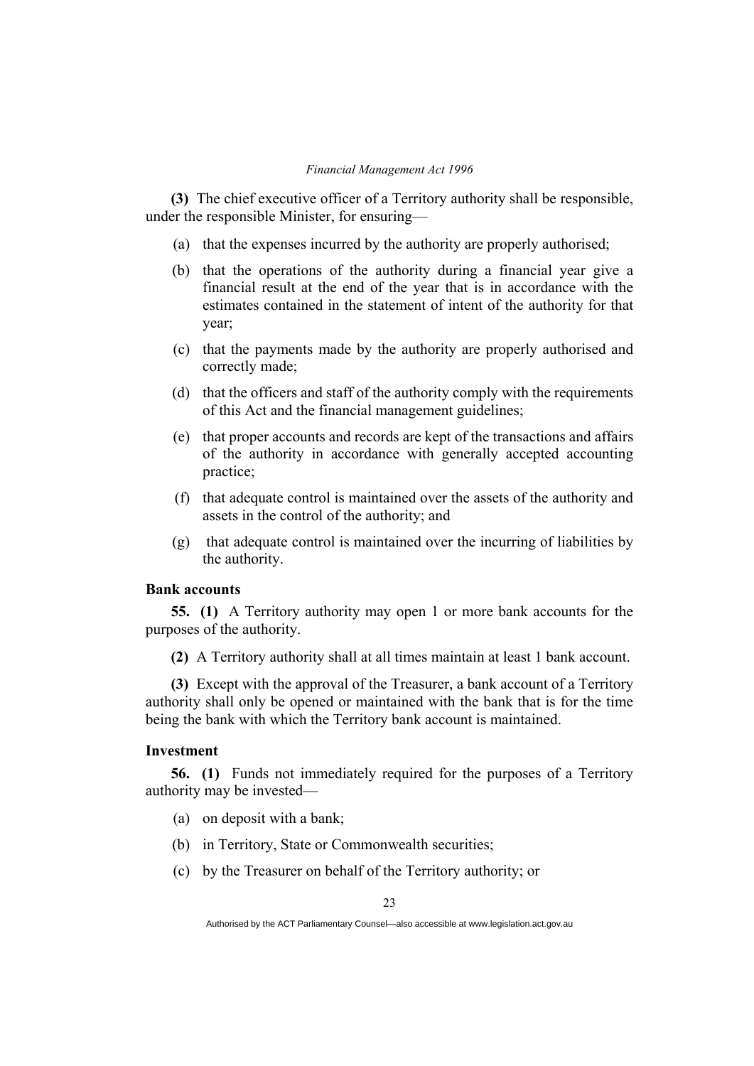**(3)** The chief executive officer of a Territory authority shall be responsible, under the responsible Minister, for ensuring—

(a) that the expenses incurred by the authority are properly authorised;

(b) that the operations of the authority during a financial year give a financial result at the end of the year that is in accordance with the estimates contained in the statement of intent of the authority for that year;

(c) that the payments made by the authority are properly authorised and correctly made;

(d) that the officers and staff of the authority comply with the requirements of this Act and the financial management guidelines;

(e) that proper accounts and records are kept of the transactions and affairs of the authority in accordance with generally accepted accounting practice;

(f) that adequate control is maintained over the assets of the authority and assets in the control of the authority; and

(g) that adequate control is maintained over the incurring of liabilities by the authority.

### Bank accounts

**55. (1)** A Territory authority may open 1 or more bank accounts for the purposes of the authority.

**(2)** A Territory authority shall at all times maintain at least 1 bank account.

**(3)** Except with the approval of the Treasurer, a bank account of a Territory authority shall only be opened or maintained with the bank that is for the time being the bank with which the Territory bank account is maintained.

### Investment

**56. (1)** Funds not immediately required for the purposes of a Territory authority may be invested—

(a) on deposit with a bank;

(b) in Territory, State or Commonwealth securities;

(c) by the Treasurer on behalf of the Territory authority; or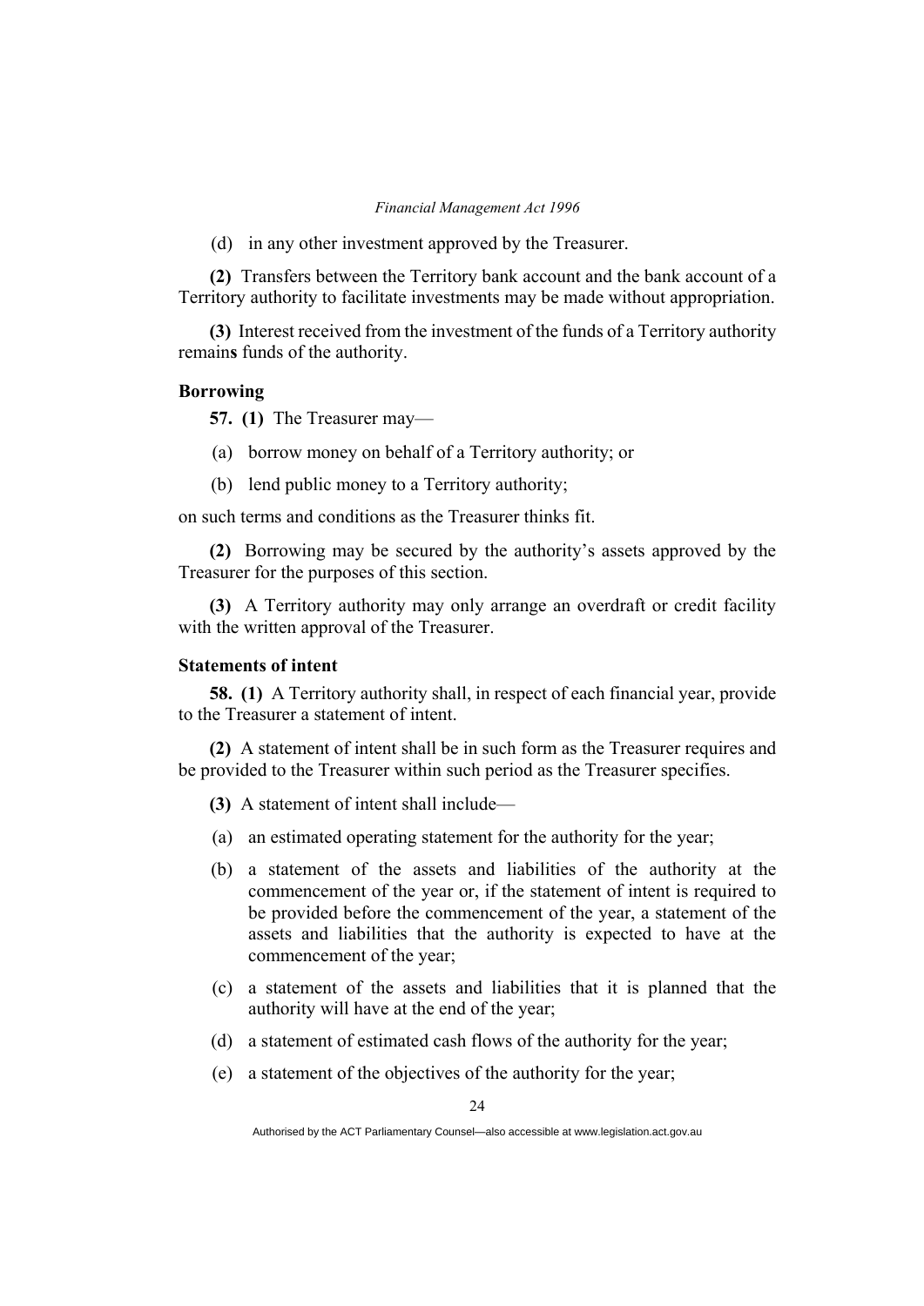(d) in any other investment approved by the Treasurer.

**(2)** Transfers between the Territory bank account and the bank account of a Territory authority to facilitate investments may be made without appropriation.

**(3)** Interest received from the investment of the funds of a Territory authority remains funds of the authority.

**Borrowing**

**57. (1)** The Treasurer may—

(a) borrow money on behalf of a Territory authority; or

(b) lend public money to a Territory authority;

on such terms and conditions as the Treasurer thinks fit.

**(2)** Borrowing may be secured by the authority's assets approved by the Treasurer for the purposes of this section.

**(3)** A Territory authority may only arrange an overdraft or credit facility with the written approval of the Treasurer.

**Statements of intent**

**58. (1)** A Territory authority shall, in respect of each financial year, provide to the Treasurer a statement of intent.

**(2)** A statement of intent shall be in such form as the Treasurer requires and be provided to the Treasurer within such period as the Treasurer specifies.

**(3)** A statement of intent shall include—

(a) an estimated operating statement for the authority for the year;

(b) a statement of the assets and liabilities of the authority at the commencement of the year or, if the statement of intent is required to be provided before the commencement of the year, a statement of the assets and liabilities that the authority is expected to have at the commencement of the year;

(c) a statement of the assets and liabilities that it is planned that the authority will have at the end of the year;

(d) a statement of estimated cash flows of the authority for the year;

(e) a statement of the objectives of the authority for the year;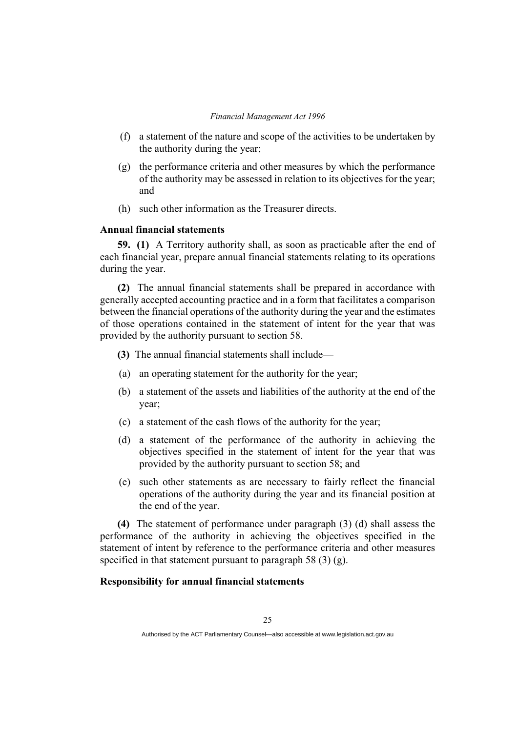(f) a statement of the nature and scope of the activities to be undertaken by the authority during the year;

(g) the performance criteria and other measures by which the performance of the authority may be assessed in relation to its objectives for the year; and

(h) such other information as the Treasurer directs.

**Annual financial statements**

**59. (1)** A Territory authority shall, as soon as practicable after the end of each financial year, prepare annual financial statements relating to its operations during the year.

**(2)** The annual financial statements shall be prepared in accordance with generally accepted accounting practice and in a form that facilitates a comparison between the financial operations of the authority during the year and the estimates of those operations contained in the statement of intent for the year that was provided by the authority pursuant to section 58.

**(3)** The annual financial statements shall include—

(a) an operating statement for the authority for the year;

(b) a statement of the assets and liabilities of the authority at the end of the year;

(c) a statement of the cash flows of the authority for the year;

(d) a statement of the performance of the authority in achieving the objectives specified in the statement of intent for the year that was provided by the authority pursuant to section 58; and

(e) such other statements as are necessary to fairly reflect the financial operations of the authority during the year and its financial position at the end of the year.

**(4)** The statement of performance under paragraph (3) (d) shall assess the performance of the authority in achieving the objectives specified in the statement of intent by reference to the performance criteria and other measures specified in that statement pursuant to paragraph 58 (3) (g).

**Responsibility for annual financial statements**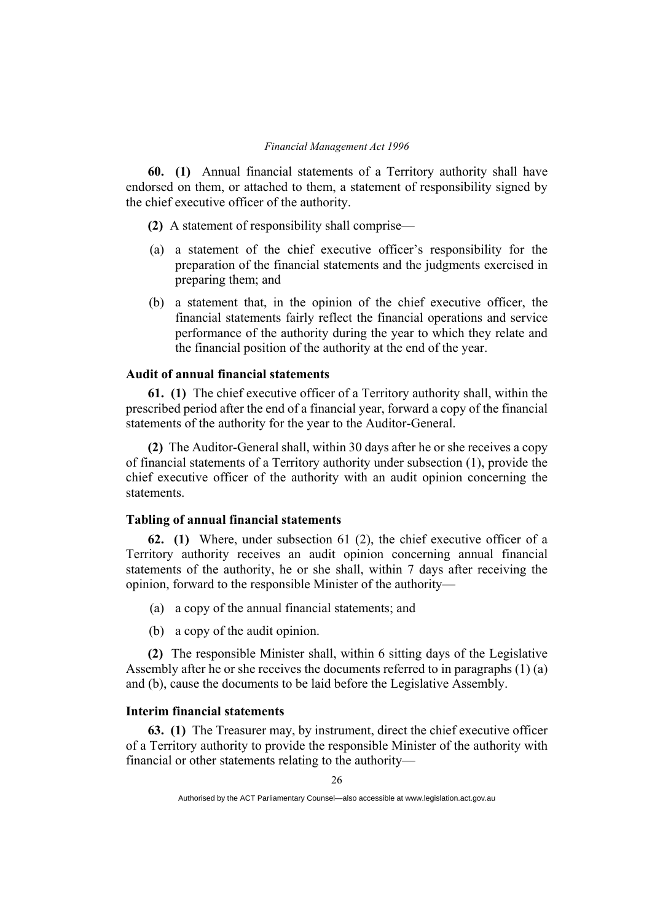**60. (1)** Annual financial statements of a Territory authority shall have endorsed on them, or attached to them, a statement of responsibility signed by the chief executive officer of the authority.

**(2)** A statement of responsibility shall comprise—

(a) a statement of the chief executive officer's responsibility for the preparation of the financial statements and the judgments exercised in preparing them; and

(b) a statement that, in the opinion of the chief executive officer, the financial statements fairly reflect the financial operations and service performance of the authority during the year to which they relate and the financial position of the authority at the end of the year.

### Audit of annual financial statements

**61. (1)** The chief executive officer of a Territory authority shall, within the prescribed period after the end of a financial year, forward a copy of the financial statements of the authority for the year to the Auditor-General.

**(2)** The Auditor-General shall, within 30 days after he or she receives a copy of financial statements of a Territory authority under subsection (1), provide the chief executive officer of the authority with an audit opinion concerning the statements.

### Tabling of annual financial statements

**62. (1)** Where, under subsection 61 (2), the chief executive officer of a Territory authority receives an audit opinion concerning annual financial statements of the authority, he or she shall, within 7 days after receiving the opinion, forward to the responsible Minister of the authority—

(a) a copy of the annual financial statements; and

(b) a copy of the audit opinion.

**(2)** The responsible Minister shall, within 6 sitting days of the Legislative Assembly after he or she receives the documents referred to in paragraphs (1) (a) and (b), cause the documents to be laid before the Legislative Assembly.

### Interim financial statements

**63. (1)** The Treasurer may, by instrument, direct the chief executive officer of a Territory authority to provide the responsible Minister of the authority with financial or other statements relating to the authority—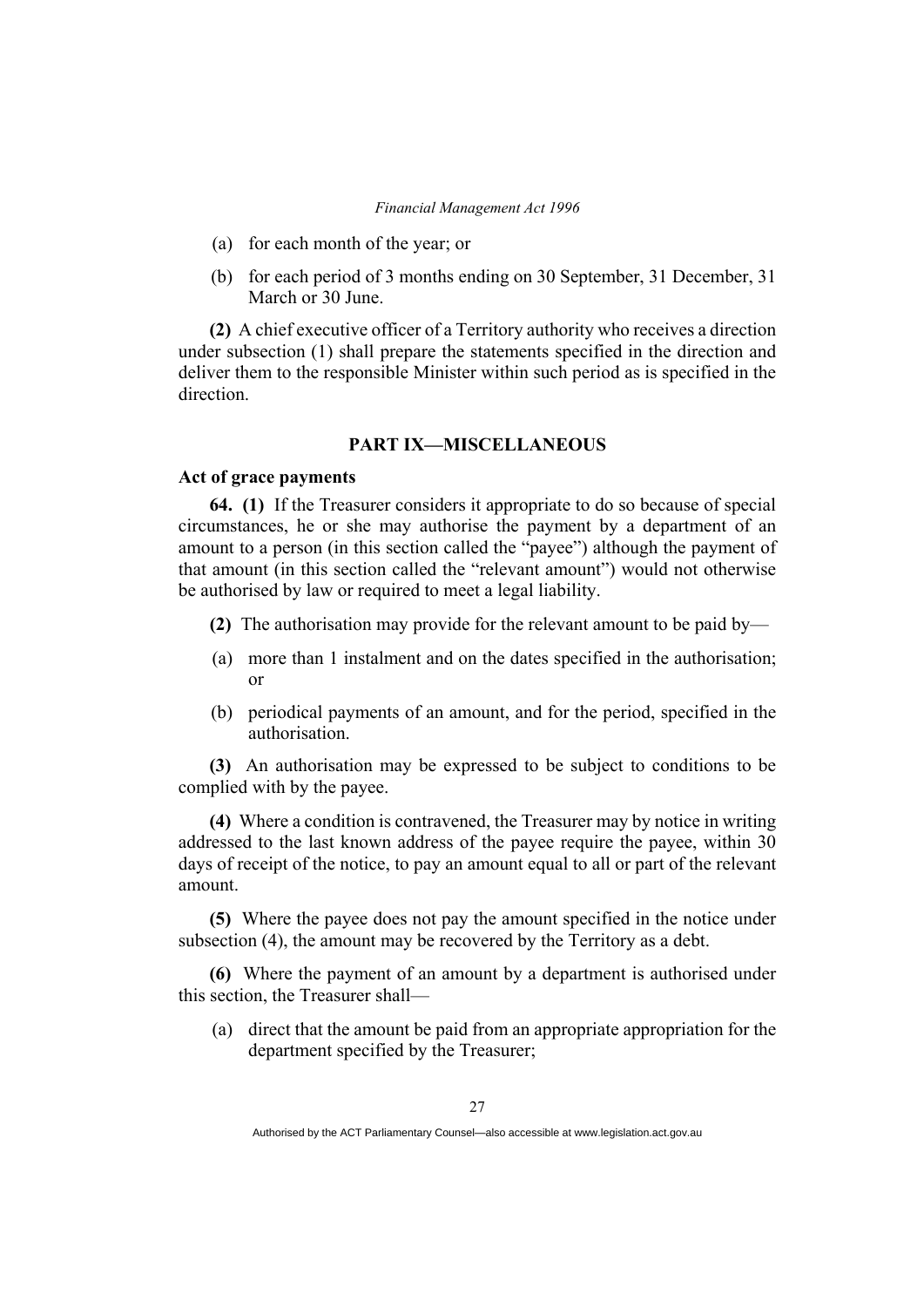- (a) for each month of the year; or
- (b) for each period of 3 months ending on 30 September, 31 December, 31 March or 30 June.

**(2)** A chief executive officer of a Territory authority who receives a direction under subsection (1) shall prepare the statements specified in the direction and deliver them to the responsible Minister within such period as is specified in the direction.

## PART IX—MISCELLANEOUS

### Act of grace payments

**64. (1)** If the Treasurer considers it appropriate to do so because of special circumstances, he or she may authorise the payment by a department of an amount to a person (in this section called the "payee") although the payment of that amount (in this section called the "relevant amount") would not otherwise be authorised by law or required to meet a legal liability.

**(2)** The authorisation may provide for the relevant amount to be paid by—

- (a) more than 1 instalment and on the dates specified in the authorisation; or
- (b) periodical payments of an amount, and for the period, specified in the authorisation.

**(3)** An authorisation may be expressed to be subject to conditions to be complied with by the payee.

**(4)** Where a condition is contravened, the Treasurer may by notice in writing addressed to the last known address of the payee require the payee, within 30 days of receipt of the notice, to pay an amount equal to all or part of the relevant amount.

**(5)** Where the payee does not pay the amount specified in the notice under subsection (4), the amount may be recovered by the Territory as a debt.

**(6)** Where the payment of an amount by a department is authorised under this section, the Treasurer shall—

- (a) direct that the amount be paid from an appropriate appropriation for the department specified by the Treasurer;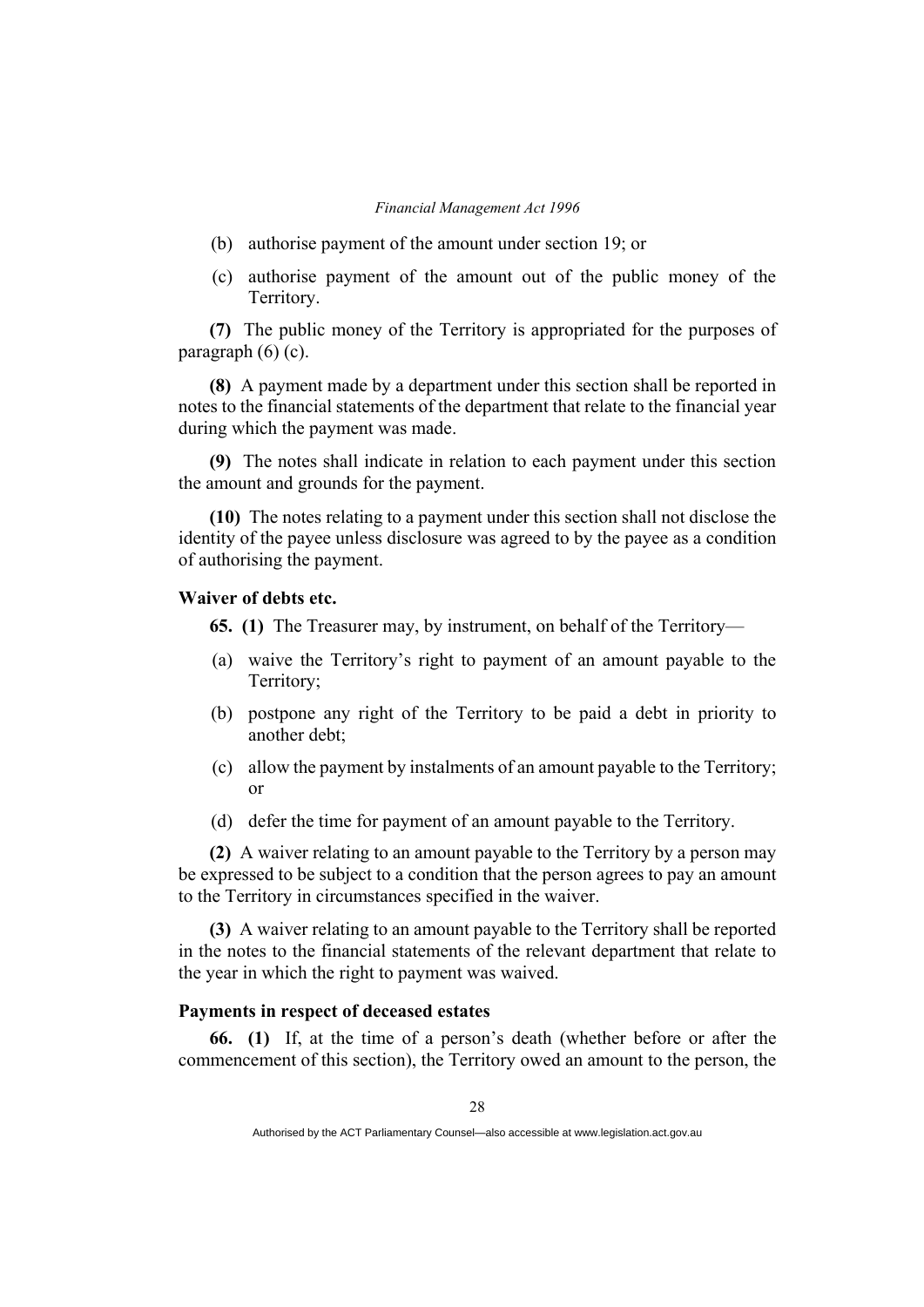(b) authorise payment of the amount under section 19; or

(c) authorise payment of the amount out of the public money of the Territory.

**(7)** The public money of the Territory is appropriated for the purposes of paragraph (6) (c).

**(8)** A payment made by a department under this section shall be reported in notes to the financial statements of the department that relate to the financial year during which the payment was made.

**(9)** The notes shall indicate in relation to each payment under this section the amount and grounds for the payment.

**(10)** The notes relating to a payment under this section shall not disclose the identity of the payee unless disclosure was agreed to by the payee as a condition of authorising the payment.

### Waiver of debts etc.

**65. (1)** The Treasurer may, by instrument, on behalf of the Territory—

(a) waive the Territory's right to payment of an amount payable to the Territory;

(b) postpone any right of the Territory to be paid a debt in priority to another debt;

(c) allow the payment by instalments of an amount payable to the Territory; or

(d) defer the time for payment of an amount payable to the Territory.

**(2)** A waiver relating to an amount payable to the Territory by a person may be expressed to be subject to a condition that the person agrees to pay an amount to the Territory in circumstances specified in the waiver.

**(3)** A waiver relating to an amount payable to the Territory shall be reported in the notes to the financial statements of the relevant department that relate to the year in which the right to payment was waived.

### Payments in respect of deceased estates

**66. (1)** If, at the time of a person's death (whether before or after the commencement of this section), the Territory owed an amount to the person, the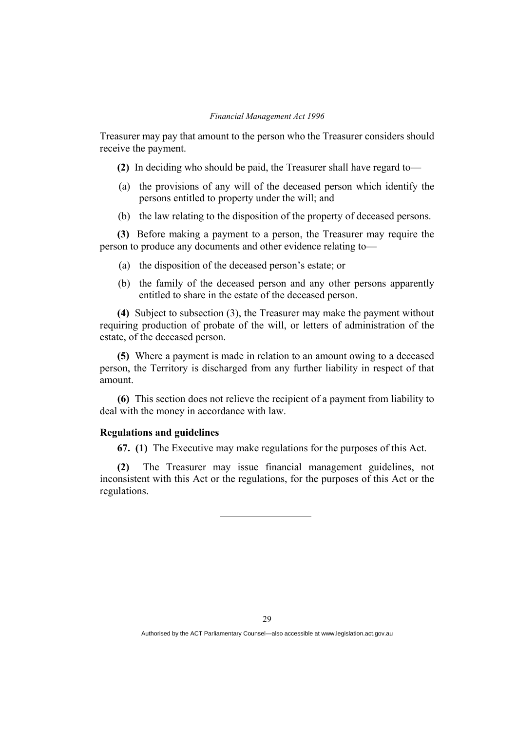Treasurer may pay that amount to the person who the Treasurer considers should receive the payment.

**(2)** In deciding who should be paid, the Treasurer shall have regard to—

(a) the provisions of any will of the deceased person which identify the persons entitled to property under the will; and

(b) the law relating to the disposition of the property of deceased persons.

**(3)** Before making a payment to a person, the Treasurer may require the person to produce any documents and other evidence relating to—

(a) the disposition of the deceased person's estate; or

(b) the family of the deceased person and any other persons apparently entitled to share in the estate of the deceased person.

**(4)** Subject to subsection (3), the Treasurer may make the payment without requiring production of probate of the will, or letters of administration of the estate, of the deceased person.

**(5)** Where a payment is made in relation to an amount owing to a deceased person, the Territory is discharged from any further liability in respect of that amount.

**(6)** This section does not relieve the recipient of a payment from liability to deal with the money in accordance with law.

### Regulations and guidelines

**67. (1)** The Executive may make regulations for the purposes of this Act.

**(2)** The Treasurer may issue financial management guidelines, not inconsistent with this Act or the regulations, for the purposes of this Act or the regulations.

---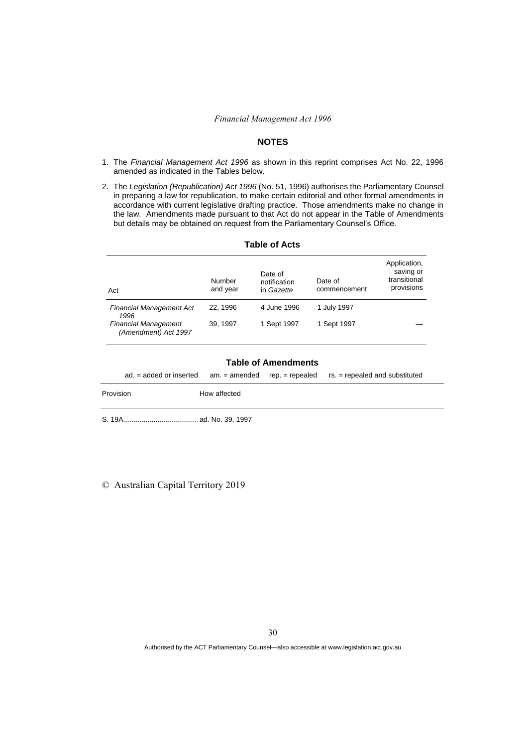## NOTES

1. The *Financial Management Act 1996* as shown in this reprint comprises Act No. 22, 1996 amended as indicated in the Tables below.
2. The *Legislation (Republication) Act 1996* (No. 51, 1996) authorises the Parliamentary Counsel in preparing a law for republication, to make certain editorial and other formal amendments in accordance with current legislative drafting practice. Those amendments make no change in the law. Amendments made pursuant to that Act do not appear in the Table of Amendments but details may be obtained on request from the Parliamentary Counsel's Office.

### Table of Acts

| Act | Number and year | Date of notification in *Gazette* | Date of commencement | Application, saving or transitional provisions |
|---|---|---|---|---|
| *Financial Management Act 1996* | 22, 1996 | 4 June 1996 | 1 July 1997 | |
| *Financial Management (Amendment) Act 1997* | 39, 1997 | 1 Sept 1997 | 1 Sept 1997 | — |

### Table of Amendments

ad. = added or inserted am. = amended rep. = repealed rs. = repealed and substituted

| Provision | How affected |
|---|---|
| S. 19A | ad. No. 39, 1997 |

© Australian Capital Territory 2019